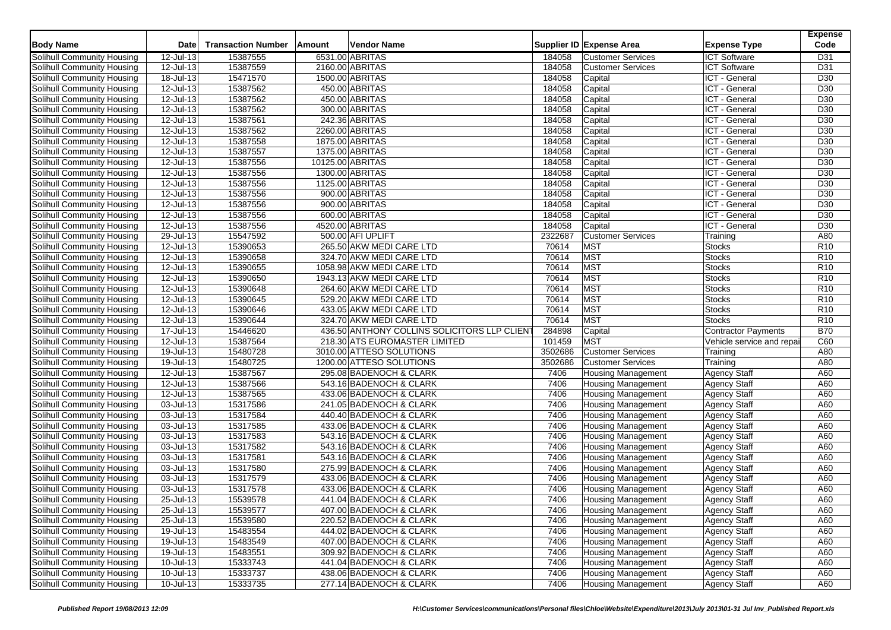| Body Name | Date | Transaction Number | Amount | Vendor Name | Supplier ID | Expense Area | Expense Type | Expense Code |
|---|---|---|---|---|---|---|---|---|
| Solihull Community Housing | 12-Jul-13 | 15387555 | 6531.00 | ABRITAS | 184058 | Customer Services | ICT Software | D31 |
| Solihull Community Housing | 12-Jul-13 | 15387559 | 2160.00 | ABRITAS | 184058 | Customer Services | ICT Software | D31 |
| Solihull Community Housing | 18-Jul-13 | 15471570 | 1500.00 | ABRITAS | 184058 | Capital | ICT - General | D30 |
| Solihull Community Housing | 12-Jul-13 | 15387562 | 450.00 | ABRITAS | 184058 | Capital | ICT - General | D30 |
| Solihull Community Housing | 12-Jul-13 | 15387562 | 450.00 | ABRITAS | 184058 | Capital | ICT - General | D30 |
| Solihull Community Housing | 12-Jul-13 | 15387562 | 300.00 | ABRITAS | 184058 | Capital | ICT - General | D30 |
| Solihull Community Housing | 12-Jul-13 | 15387561 | 242.36 | ABRITAS | 184058 | Capital | ICT - General | D30 |
| Solihull Community Housing | 12-Jul-13 | 15387562 | 2260.00 | ABRITAS | 184058 | Capital | ICT - General | D30 |
| Solihull Community Housing | 12-Jul-13 | 15387558 | 1875.00 | ABRITAS | 184058 | Capital | ICT - General | D30 |
| Solihull Community Housing | 12-Jul-13 | 15387557 | 1375.00 | ABRITAS | 184058 | Capital | ICT - General | D30 |
| Solihull Community Housing | 12-Jul-13 | 15387556 | 10125.00 | ABRITAS | 184058 | Capital | ICT - General | D30 |
| Solihull Community Housing | 12-Jul-13 | 15387556 | 1300.00 | ABRITAS | 184058 | Capital | ICT - General | D30 |
| Solihull Community Housing | 12-Jul-13 | 15387556 | 1125.00 | ABRITAS | 184058 | Capital | ICT - General | D30 |
| Solihull Community Housing | 12-Jul-13 | 15387556 | 900.00 | ABRITAS | 184058 | Capital | ICT - General | D30 |
| Solihull Community Housing | 12-Jul-13 | 15387556 | 900.00 | ABRITAS | 184058 | Capital | ICT - General | D30 |
| Solihull Community Housing | 12-Jul-13 | 15387556 | 600.00 | ABRITAS | 184058 | Capital | ICT - General | D30 |
| Solihull Community Housing | 12-Jul-13 | 15387556 | 4520.00 | ABRITAS | 184058 | Capital | ICT - General | D30 |
| Solihull Community Housing | 29-Jul-13 | 15547592 | 500.00 | AFI UPLIFT | 2322687 | Customer Services | Training | A80 |
| Solihull Community Housing | 12-Jul-13 | 15390653 | 265.50 | AKW MEDI CARE LTD | 70614 | MST | Stocks | R10 |
| Solihull Community Housing | 12-Jul-13 | 15390658 | 324.70 | AKW MEDI CARE LTD | 70614 | MST | Stocks | R10 |
| Solihull Community Housing | 12-Jul-13 | 15390655 | 1058.98 | AKW MEDI CARE LTD | 70614 | MST | Stocks | R10 |
| Solihull Community Housing | 12-Jul-13 | 15390650 | 1943.13 | AKW MEDI CARE LTD | 70614 | MST | Stocks | R10 |
| Solihull Community Housing | 12-Jul-13 | 15390648 | 264.60 | AKW MEDI CARE LTD | 70614 | MST | Stocks | R10 |
| Solihull Community Housing | 12-Jul-13 | 15390645 | 529.20 | AKW MEDI CARE LTD | 70614 | MST | Stocks | R10 |
| Solihull Community Housing | 12-Jul-13 | 15390646 | 433.05 | AKW MEDI CARE LTD | 70614 | MST | Stocks | R10 |
| Solihull Community Housing | 12-Jul-13 | 15390644 | 324.70 | AKW MEDI CARE LTD | 70614 | MST | Stocks | R10 |
| Solihull Community Housing | 17-Jul-13 | 15446620 | 436.50 | ANTHONY COLLINS SOLICITORS LLP CLIENT | 284898 | Capital | Contractor Payments | B70 |
| Solihull Community Housing | 12-Jul-13 | 15387564 | 218.30 | ATS EUROMASTER LIMITED | 101459 | MST | Vehicle service and repai | C60 |
| Solihull Community Housing | 19-Jul-13 | 15480728 | 3010.00 | ATTESO SOLUTIONS | 3502686 | Customer Services | Training | A80 |
| Solihull Community Housing | 19-Jul-13 | 15480725 | 1200.00 | ATTESO SOLUTIONS | 3502686 | Customer Services | Training | A80 |
| Solihull Community Housing | 12-Jul-13 | 15387567 | 295.08 | BADENOCH & CLARK | 7406 | Housing Management | Agency Staff | A60 |
| Solihull Community Housing | 12-Jul-13 | 15387566 | 543.16 | BADENOCH & CLARK | 7406 | Housing Management | Agency Staff | A60 |
| Solihull Community Housing | 12-Jul-13 | 15387565 | 433.06 | BADENOCH & CLARK | 7406 | Housing Management | Agency Staff | A60 |
| Solihull Community Housing | 03-Jul-13 | 15317586 | 241.05 | BADENOCH & CLARK | 7406 | Housing Management | Agency Staff | A60 |
| Solihull Community Housing | 03-Jul-13 | 15317584 | 440.40 | BADENOCH & CLARK | 7406 | Housing Management | Agency Staff | A60 |
| Solihull Community Housing | 03-Jul-13 | 15317585 | 433.06 | BADENOCH & CLARK | 7406 | Housing Management | Agency Staff | A60 |
| Solihull Community Housing | 03-Jul-13 | 15317583 | 543.16 | BADENOCH & CLARK | 7406 | Housing Management | Agency Staff | A60 |
| Solihull Community Housing | 03-Jul-13 | 15317582 | 543.16 | BADENOCH & CLARK | 7406 | Housing Management | Agency Staff | A60 |
| Solihull Community Housing | 03-Jul-13 | 15317581 | 543.16 | BADENOCH & CLARK | 7406 | Housing Management | Agency Staff | A60 |
| Solihull Community Housing | 03-Jul-13 | 15317580 | 275.99 | BADENOCH & CLARK | 7406 | Housing Management | Agency Staff | A60 |
| Solihull Community Housing | 03-Jul-13 | 15317579 | 433.06 | BADENOCH & CLARK | 7406 | Housing Management | Agency Staff | A60 |
| Solihull Community Housing | 03-Jul-13 | 15317578 | 433.06 | BADENOCH & CLARK | 7406 | Housing Management | Agency Staff | A60 |
| Solihull Community Housing | 25-Jul-13 | 15539578 | 441.04 | BADENOCH & CLARK | 7406 | Housing Management | Agency Staff | A60 |
| Solihull Community Housing | 25-Jul-13 | 15539577 | 407.00 | BADENOCH & CLARK | 7406 | Housing Management | Agency Staff | A60 |
| Solihull Community Housing | 25-Jul-13 | 15539580 | 220.52 | BADENOCH & CLARK | 7406 | Housing Management | Agency Staff | A60 |
| Solihull Community Housing | 19-Jul-13 | 15483554 | 444.02 | BADENOCH & CLARK | 7406 | Housing Management | Agency Staff | A60 |
| Solihull Community Housing | 19-Jul-13 | 15483549 | 407.00 | BADENOCH & CLARK | 7406 | Housing Management | Agency Staff | A60 |
| Solihull Community Housing | 19-Jul-13 | 15483551 | 309.92 | BADENOCH & CLARK | 7406 | Housing Management | Agency Staff | A60 |
| Solihull Community Housing | 10-Jul-13 | 15333743 | 441.04 | BADENOCH & CLARK | 7406 | Housing Management | Agency Staff | A60 |
| Solihull Community Housing | 10-Jul-13 | 15333737 | 438.06 | BADENOCH & CLARK | 7406 | Housing Management | Agency Staff | A60 |
| Solihull Community Housing | 10-Jul-13 | 15333735 | 277.14 | BADENOCH & CLARK | 7406 | Housing Management | Agency Staff | A60 |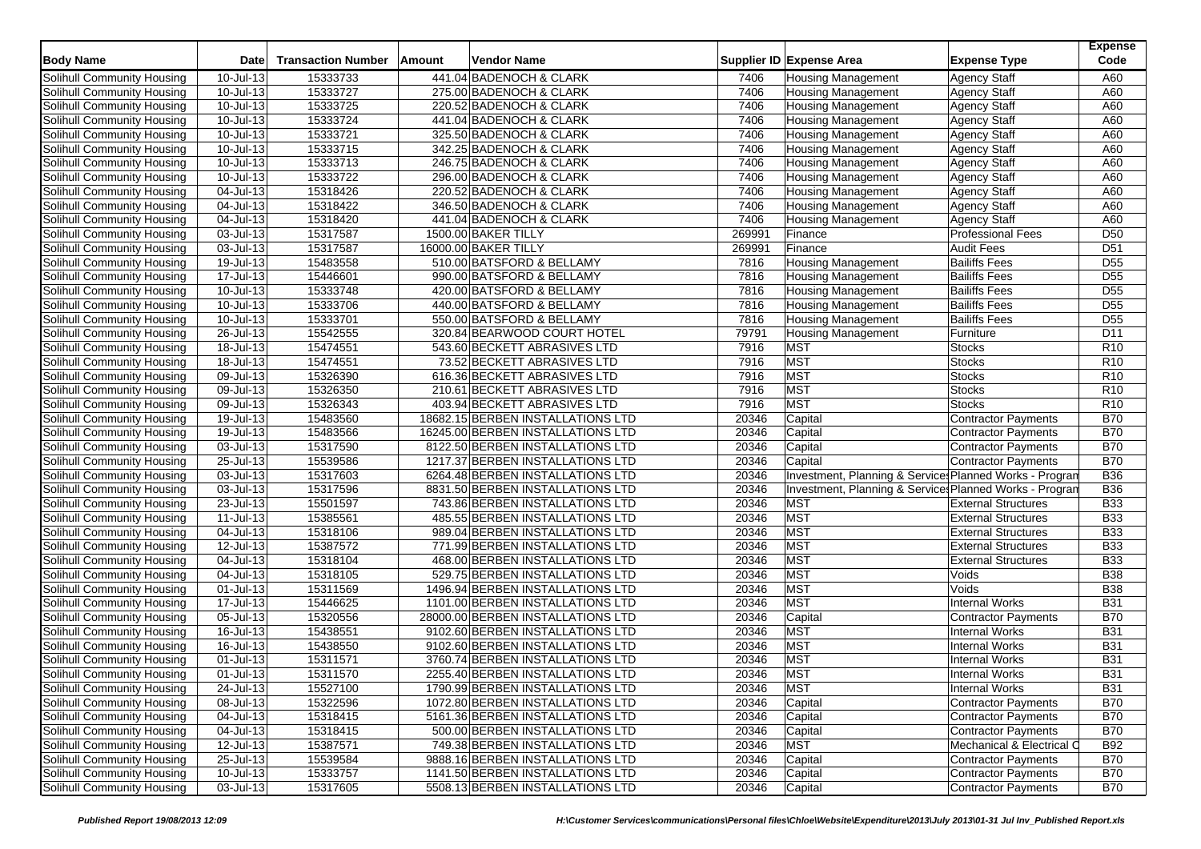| Body Name | Date | Transaction Number | Amount | Vendor Name | Supplier ID | Expense Area | Expense Type | Expense Code |
|---|---|---|---|---|---|---|---|---|
| Solihull Community Housing | 10-Jul-13 | 15333733 | 441.04 | BADENOCH & CLARK | 7406 | Housing Management | Agency Staff | A60 |
| Solihull Community Housing | 10-Jul-13 | 15333727 | 275.00 | BADENOCH & CLARK | 7406 | Housing Management | Agency Staff | A60 |
| Solihull Community Housing | 10-Jul-13 | 15333725 | 220.52 | BADENOCH & CLARK | 7406 | Housing Management | Agency Staff | A60 |
| Solihull Community Housing | 10-Jul-13 | 15333724 | 441.04 | BADENOCH & CLARK | 7406 | Housing Management | Agency Staff | A60 |
| Solihull Community Housing | 10-Jul-13 | 15333721 | 325.50 | BADENOCH & CLARK | 7406 | Housing Management | Agency Staff | A60 |
| Solihull Community Housing | 10-Jul-13 | 15333715 | 342.25 | BADENOCH & CLARK | 7406 | Housing Management | Agency Staff | A60 |
| Solihull Community Housing | 10-Jul-13 | 15333713 | 246.75 | BADENOCH & CLARK | 7406 | Housing Management | Agency Staff | A60 |
| Solihull Community Housing | 10-Jul-13 | 15333722 | 296.00 | BADENOCH & CLARK | 7406 | Housing Management | Agency Staff | A60 |
| Solihull Community Housing | 04-Jul-13 | 15318426 | 220.52 | BADENOCH & CLARK | 7406 | Housing Management | Agency Staff | A60 |
| Solihull Community Housing | 04-Jul-13 | 15318422 | 346.50 | BADENOCH & CLARK | 7406 | Housing Management | Agency Staff | A60 |
| Solihull Community Housing | 04-Jul-13 | 15318420 | 441.04 | BADENOCH & CLARK | 7406 | Housing Management | Agency Staff | A60 |
| Solihull Community Housing | 03-Jul-13 | 15317587 | 1500.00 | BAKER TILLY | 269991 | Finance | Professional Fees | D50 |
| Solihull Community Housing | 03-Jul-13 | 15317587 | 16000.00 | BAKER TILLY | 269991 | Finance | Audit Fees | D51 |
| Solihull Community Housing | 19-Jul-13 | 15483558 | 510.00 | BATSFORD & BELLAMY | 7816 | Housing Management | Bailiffs Fees | D55 |
| Solihull Community Housing | 17-Jul-13 | 15446601 | 990.00 | BATSFORD & BELLAMY | 7816 | Housing Management | Bailiffs Fees | D55 |
| Solihull Community Housing | 10-Jul-13 | 15333748 | 420.00 | BATSFORD & BELLAMY | 7816 | Housing Management | Bailiffs Fees | D55 |
| Solihull Community Housing | 10-Jul-13 | 15333706 | 440.00 | BATSFORD & BELLAMY | 7816 | Housing Management | Bailiffs Fees | D55 |
| Solihull Community Housing | 10-Jul-13 | 15333701 | 550.00 | BATSFORD & BELLAMY | 7816 | Housing Management | Bailiffs Fees | D55 |
| Solihull Community Housing | 26-Jul-13 | 15542555 | 320.84 | BEARWOOD COURT HOTEL | 79791 | Housing Management | Furniture | D11 |
| Solihull Community Housing | 18-Jul-13 | 15474551 | 543.60 | BECKETT ABRASIVES LTD | 7916 | MST | Stocks | R10 |
| Solihull Community Housing | 18-Jul-13 | 15474551 | 73.52 | BECKETT ABRASIVES LTD | 7916 | MST | Stocks | R10 |
| Solihull Community Housing | 09-Jul-13 | 15326390 | 616.36 | BECKETT ABRASIVES LTD | 7916 | MST | Stocks | R10 |
| Solihull Community Housing | 09-Jul-13 | 15326350 | 210.61 | BECKETT ABRASIVES LTD | 7916 | MST | Stocks | R10 |
| Solihull Community Housing | 09-Jul-13 | 15326343 | 403.94 | BECKETT ABRASIVES LTD | 7916 | MST | Stocks | R10 |
| Solihull Community Housing | 19-Jul-13 | 15483560 | 18682.15 | BERBEN INSTALLATIONS LTD | 20346 | Capital | Contractor Payments | B70 |
| Solihull Community Housing | 19-Jul-13 | 15483566 | 16245.00 | BERBEN INSTALLATIONS LTD | 20346 | Capital | Contractor Payments | B70 |
| Solihull Community Housing | 03-Jul-13 | 15317590 | 8122.50 | BERBEN INSTALLATIONS LTD | 20346 | Capital | Contractor Payments | B70 |
| Solihull Community Housing | 25-Jul-13 | 15539586 | 1217.37 | BERBEN INSTALLATIONS LTD | 20346 | Capital | Contractor Payments | B70 |
| Solihull Community Housing | 03-Jul-13 | 15317603 | 6264.48 | BERBEN INSTALLATIONS LTD | 20346 | Investment, Planning & Services | Planned Works - Program | B36 |
| Solihull Community Housing | 03-Jul-13 | 15317596 | 8831.50 | BERBEN INSTALLATIONS LTD | 20346 | Investment, Planning & Services | Planned Works - Program | B36 |
| Solihull Community Housing | 23-Jul-13 | 15501597 | 743.86 | BERBEN INSTALLATIONS LTD | 20346 | MST | External Structures | B33 |
| Solihull Community Housing | 11-Jul-13 | 15385561 | 485.55 | BERBEN INSTALLATIONS LTD | 20346 | MST | External Structures | B33 |
| Solihull Community Housing | 04-Jul-13 | 15318106 | 989.04 | BERBEN INSTALLATIONS LTD | 20346 | MST | External Structures | B33 |
| Solihull Community Housing | 12-Jul-13 | 15387572 | 771.99 | BERBEN INSTALLATIONS LTD | 20346 | MST | External Structures | B33 |
| Solihull Community Housing | 04-Jul-13 | 15318104 | 468.00 | BERBEN INSTALLATIONS LTD | 20346 | MST | External Structures | B33 |
| Solihull Community Housing | 04-Jul-13 | 15318105 | 529.75 | BERBEN INSTALLATIONS LTD | 20346 | MST | Voids | B38 |
| Solihull Community Housing | 01-Jul-13 | 15311569 | 1496.94 | BERBEN INSTALLATIONS LTD | 20346 | MST | Voids | B38 |
| Solihull Community Housing | 17-Jul-13 | 15446625 | 1101.00 | BERBEN INSTALLATIONS LTD | 20346 | MST | Internal Works | B31 |
| Solihull Community Housing | 05-Jul-13 | 15320556 | 28000.00 | BERBEN INSTALLATIONS LTD | 20346 | Capital | Contractor Payments | B70 |
| Solihull Community Housing | 16-Jul-13 | 15438551 | 9102.60 | BERBEN INSTALLATIONS LTD | 20346 | MST | Internal Works | B31 |
| Solihull Community Housing | 16-Jul-13 | 15438550 | 9102.60 | BERBEN INSTALLATIONS LTD | 20346 | MST | Internal Works | B31 |
| Solihull Community Housing | 01-Jul-13 | 15311571 | 3760.74 | BERBEN INSTALLATIONS LTD | 20346 | MST | Internal Works | B31 |
| Solihull Community Housing | 01-Jul-13 | 15311570 | 2255.40 | BERBEN INSTALLATIONS LTD | 20346 | MST | Internal Works | B31 |
| Solihull Community Housing | 24-Jul-13 | 15527100 | 1790.99 | BERBEN INSTALLATIONS LTD | 20346 | MST | Internal Works | B31 |
| Solihull Community Housing | 08-Jul-13 | 15322596 | 1072.80 | BERBEN INSTALLATIONS LTD | 20346 | Capital | Contractor Payments | B70 |
| Solihull Community Housing | 04-Jul-13 | 15318415 | 5161.36 | BERBEN INSTALLATIONS LTD | 20346 | Capital | Contractor Payments | B70 |
| Solihull Community Housing | 04-Jul-13 | 15318415 | 500.00 | BERBEN INSTALLATIONS LTD | 20346 | Capital | Contractor Payments | B70 |
| Solihull Community Housing | 12-Jul-13 | 15387571 | 749.38 | BERBEN INSTALLATIONS LTD | 20346 | MST | Mechanical & Electrical C | B92 |
| Solihull Community Housing | 25-Jul-13 | 15539584 | 9888.16 | BERBEN INSTALLATIONS LTD | 20346 | Capital | Contractor Payments | B70 |
| Solihull Community Housing | 10-Jul-13 | 15333757 | 1141.50 | BERBEN INSTALLATIONS LTD | 20346 | Capital | Contractor Payments | B70 |
| Solihull Community Housing | 03-Jul-13 | 15317605 | 5508.13 | BERBEN INSTALLATIONS LTD | 20346 | Capital | Contractor Payments | B70 |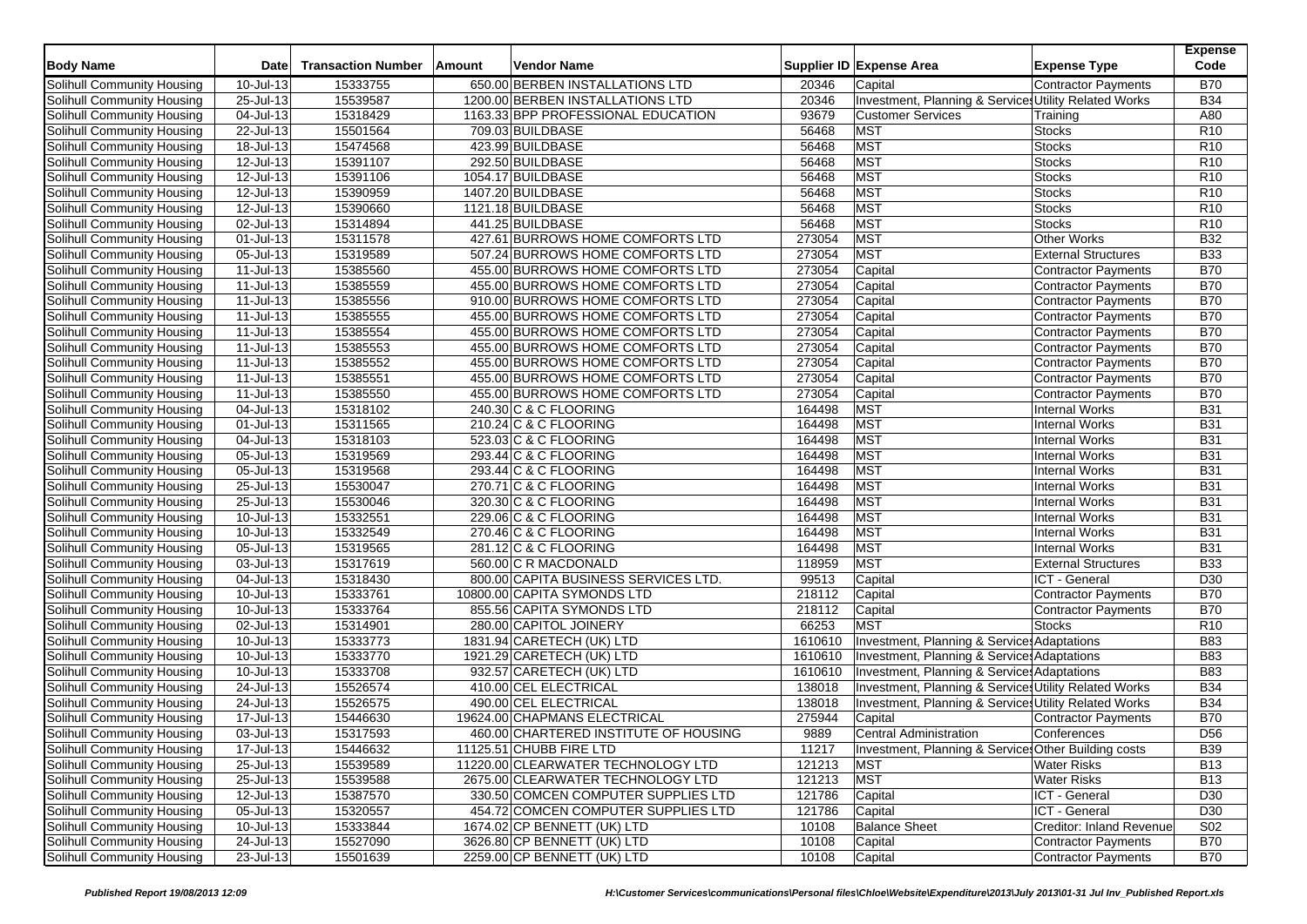| Body Name | Date | Transaction Number | Amount | Vendor Name | Supplier ID | Expense Area | Expense Type | Expense Code |
|---|---|---|---|---|---|---|---|---|
| Solihull Community Housing | 10-Jul-13 | 15333755 | 650.00 | BERBEN INSTALLATIONS LTD | 20346 | Capital | Contractor Payments | B70 |
| Solihull Community Housing | 25-Jul-13 | 15539587 | 1200.00 | BERBEN INSTALLATIONS LTD | 20346 | Investment, Planning & Services | Utility Related Works | B34 |
| Solihull Community Housing | 04-Jul-13 | 15318429 | 1163.33 | BPP PROFESSIONAL EDUCATION | 93679 | Customer Services | Training | A80 |
| Solihull Community Housing | 22-Jul-13 | 15501564 | 709.03 | BUILDBASE | 56468 | MST | Stocks | R10 |
| Solihull Community Housing | 18-Jul-13 | 15474568 | 423.99 | BUILDBASE | 56468 | MST | Stocks | R10 |
| Solihull Community Housing | 12-Jul-13 | 15391107 | 292.50 | BUILDBASE | 56468 | MST | Stocks | R10 |
| Solihull Community Housing | 12-Jul-13 | 15391106 | 1054.17 | BUILDBASE | 56468 | MST | Stocks | R10 |
| Solihull Community Housing | 12-Jul-13 | 15390959 | 1407.20 | BUILDBASE | 56468 | MST | Stocks | R10 |
| Solihull Community Housing | 12-Jul-13 | 15390660 | 1121.18 | BUILDBASE | 56468 | MST | Stocks | R10 |
| Solihull Community Housing | 02-Jul-13 | 15314894 | 441.25 | BUILDBASE | 56468 | MST | Stocks | R10 |
| Solihull Community Housing | 01-Jul-13 | 15311578 | 427.61 | BURROWS HOME COMFORTS LTD | 273054 | MST | Other Works | B32 |
| Solihull Community Housing | 05-Jul-13 | 15319589 | 507.24 | BURROWS HOME COMFORTS LTD | 273054 | MST | External Structures | B33 |
| Solihull Community Housing | 11-Jul-13 | 15385560 | 455.00 | BURROWS HOME COMFORTS LTD | 273054 | Capital | Contractor Payments | B70 |
| Solihull Community Housing | 11-Jul-13 | 15385559 | 455.00 | BURROWS HOME COMFORTS LTD | 273054 | Capital | Contractor Payments | B70 |
| Solihull Community Housing | 11-Jul-13 | 15385556 | 910.00 | BURROWS HOME COMFORTS LTD | 273054 | Capital | Contractor Payments | B70 |
| Solihull Community Housing | 11-Jul-13 | 15385555 | 455.00 | BURROWS HOME COMFORTS LTD | 273054 | Capital | Contractor Payments | B70 |
| Solihull Community Housing | 11-Jul-13 | 15385554 | 455.00 | BURROWS HOME COMFORTS LTD | 273054 | Capital | Contractor Payments | B70 |
| Solihull Community Housing | 11-Jul-13 | 15385553 | 455.00 | BURROWS HOME COMFORTS LTD | 273054 | Capital | Contractor Payments | B70 |
| Solihull Community Housing | 11-Jul-13 | 15385552 | 455.00 | BURROWS HOME COMFORTS LTD | 273054 | Capital | Contractor Payments | B70 |
| Solihull Community Housing | 11-Jul-13 | 15385551 | 455.00 | BURROWS HOME COMFORTS LTD | 273054 | Capital | Contractor Payments | B70 |
| Solihull Community Housing | 11-Jul-13 | 15385550 | 455.00 | BURROWS HOME COMFORTS LTD | 273054 | Capital | Contractor Payments | B70 |
| Solihull Community Housing | 04-Jul-13 | 15318102 | 240.30 | C & C FLOORING | 164498 | MST | Internal Works | B31 |
| Solihull Community Housing | 01-Jul-13 | 15311565 | 210.24 | C & C FLOORING | 164498 | MST | Internal Works | B31 |
| Solihull Community Housing | 04-Jul-13 | 15318103 | 523.03 | C & C FLOORING | 164498 | MST | Internal Works | B31 |
| Solihull Community Housing | 05-Jul-13 | 15319569 | 293.44 | C & C FLOORING | 164498 | MST | Internal Works | B31 |
| Solihull Community Housing | 05-Jul-13 | 15319568 | 293.44 | C & C FLOORING | 164498 | MST | Internal Works | B31 |
| Solihull Community Housing | 25-Jul-13 | 15530047 | 270.71 | C & C FLOORING | 164498 | MST | Internal Works | B31 |
| Solihull Community Housing | 25-Jul-13 | 15530046 | 320.30 | C & C FLOORING | 164498 | MST | Internal Works | B31 |
| Solihull Community Housing | 10-Jul-13 | 15332551 | 229.06 | C & C FLOORING | 164498 | MST | Internal Works | B31 |
| Solihull Community Housing | 10-Jul-13 | 15332549 | 270.46 | C & C FLOORING | 164498 | MST | Internal Works | B31 |
| Solihull Community Housing | 05-Jul-13 | 15319565 | 281.12 | C & C FLOORING | 164498 | MST | Internal Works | B31 |
| Solihull Community Housing | 03-Jul-13 | 15317619 | 560.00 | C R MACDONALD | 118959 | MST | External Structures | B33 |
| Solihull Community Housing | 04-Jul-13 | 15318430 | 800.00 | CAPITA BUSINESS SERVICES LTD. | 99513 | Capital | ICT - General | D30 |
| Solihull Community Housing | 10-Jul-13 | 15333761 | 10800.00 | CAPITA SYMONDS LTD | 218112 | Capital | Contractor Payments | B70 |
| Solihull Community Housing | 10-Jul-13 | 15333764 | 855.56 | CAPITA SYMONDS LTD | 218112 | Capital | Contractor Payments | B70 |
| Solihull Community Housing | 02-Jul-13 | 15314901 | 280.00 | CAPITOL JOINERY | 66253 | MST | Stocks | R10 |
| Solihull Community Housing | 10-Jul-13 | 15333773 | 1831.94 | CARETECH (UK) LTD | 1610610 | Investment, Planning & Services | Adaptations | B83 |
| Solihull Community Housing | 10-Jul-13 | 15333770 | 1921.29 | CARETECH (UK) LTD | 1610610 | Investment, Planning & Services | Adaptations | B83 |
| Solihull Community Housing | 10-Jul-13 | 15333708 | 932.57 | CARETECH (UK) LTD | 1610610 | Investment, Planning & Services | Adaptations | B83 |
| Solihull Community Housing | 24-Jul-13 | 15526574 | 410.00 | CEL ELECTRICAL | 138018 | Investment, Planning & Services | Utility Related Works | B34 |
| Solihull Community Housing | 24-Jul-13 | 15526575 | 490.00 | CEL ELECTRICAL | 138018 | Investment, Planning & Services | Utility Related Works | B34 |
| Solihull Community Housing | 17-Jul-13 | 15446630 | 19624.00 | CHAPMANS ELECTRICAL | 275944 | Capital | Contractor Payments | B70 |
| Solihull Community Housing | 03-Jul-13 | 15317593 | 460.00 | CHARTERED INSTITUTE OF HOUSING | 9889 | Central Administration | Conferences | D56 |
| Solihull Community Housing | 17-Jul-13 | 15446632 | 11125.51 | CHUBB FIRE LTD | 11217 | Investment, Planning & Services | Other Building costs | B39 |
| Solihull Community Housing | 25-Jul-13 | 15539589 | 11220.00 | CLEARWATER TECHNOLOGY LTD | 121213 | MST | Water Risks | B13 |
| Solihull Community Housing | 25-Jul-13 | 15539588 | 2675.00 | CLEARWATER TECHNOLOGY LTD | 121213 | MST | Water Risks | B13 |
| Solihull Community Housing | 12-Jul-13 | 15387570 | 330.50 | COMCEN COMPUTER SUPPLIES LTD | 121786 | Capital | ICT - General | D30 |
| Solihull Community Housing | 05-Jul-13 | 15320557 | 454.72 | COMCEN COMPUTER SUPPLIES LTD | 121786 | Capital | ICT - General | D30 |
| Solihull Community Housing | 10-Jul-13 | 15333844 | 1674.02 | CP BENNETT (UK) LTD | 10108 | Balance Sheet | Creditor: Inland Revenue | S02 |
| Solihull Community Housing | 24-Jul-13 | 15527090 | 3626.80 | CP BENNETT (UK) LTD | 10108 | Capital | Contractor Payments | B70 |
| Solihull Community Housing | 23-Jul-13 | 15501639 | 2259.00 | CP BENNETT (UK) LTD | 10108 | Capital | Contractor Payments | B70 |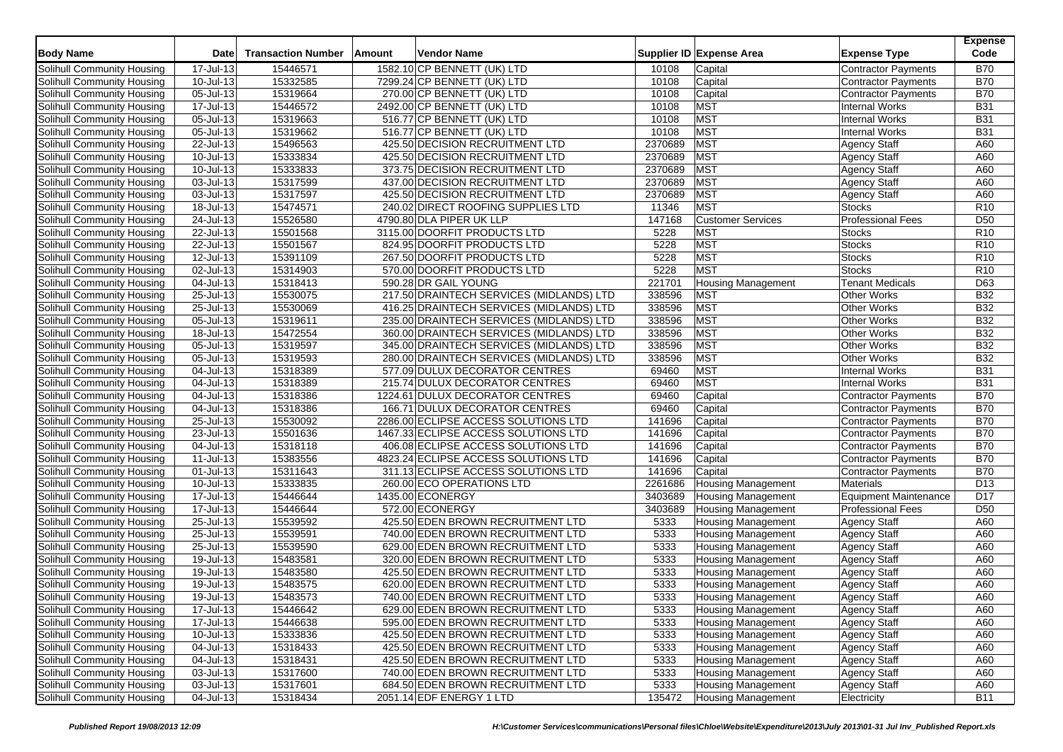| Body Name | Date | Transaction Number | Amount | Vendor Name | Supplier ID | Expense Area | Expense Type | Expense Code |
|---|---|---|---|---|---|---|---|---|
| Solihull Community Housing | 17-Jul-13 | 15446571 | 1582.10 | CP BENNETT (UK) LTD | 10108 | Capital | Contractor Payments | B70 |
| Solihull Community Housing | 10-Jul-13 | 15332585 | 7299.24 | CP BENNETT (UK) LTD | 10108 | Capital | Contractor Payments | B70 |
| Solihull Community Housing | 05-Jul-13 | 15319664 | 270.00 | CP BENNETT (UK) LTD | 10108 | Capital | Contractor Payments | B70 |
| Solihull Community Housing | 17-Jul-13 | 15446572 | 2492.00 | CP BENNETT (UK) LTD | 10108 | MST | Internal Works | B31 |
| Solihull Community Housing | 05-Jul-13 | 15319663 | 516.77 | CP BENNETT (UK) LTD | 10108 | MST | Internal Works | B31 |
| Solihull Community Housing | 05-Jul-13 | 15319662 | 516.77 | CP BENNETT (UK) LTD | 10108 | MST | Internal Works | B31 |
| Solihull Community Housing | 22-Jul-13 | 15496563 | 425.50 | DECISION RECRUITMENT LTD | 2370689 | MST | Agency Staff | A60 |
| Solihull Community Housing | 10-Jul-13 | 15333834 | 425.50 | DECISION RECRUITMENT LTD | 2370689 | MST | Agency Staff | A60 |
| Solihull Community Housing | 10-Jul-13 | 15333833 | 373.75 | DECISION RECRUITMENT LTD | 2370689 | MST | Agency Staff | A60 |
| Solihull Community Housing | 03-Jul-13 | 15317599 | 437.00 | DECISION RECRUITMENT LTD | 2370689 | MST | Agency Staff | A60 |
| Solihull Community Housing | 03-Jul-13 | 15317597 | 425.50 | DECISION RECRUITMENT LTD | 2370689 | MST | Agency Staff | A60 |
| Solihull Community Housing | 18-Jul-13 | 15474571 | 240.02 | DIRECT ROOFING SUPPLIES LTD | 11346 | MST | Stocks | R10 |
| Solihull Community Housing | 24-Jul-13 | 15526580 | 4790.80 | DLA PIPER UK LLP | 147168 | Customer Services | Professional Fees | D50 |
| Solihull Community Housing | 22-Jul-13 | 15501568 | 3115.00 | DOORFIT PRODUCTS LTD | 5228 | MST | Stocks | R10 |
| Solihull Community Housing | 22-Jul-13 | 15501567 | 824.95 | DOORFIT PRODUCTS LTD | 5228 | MST | Stocks | R10 |
| Solihull Community Housing | 12-Jul-13 | 15391109 | 267.50 | DOORFIT PRODUCTS LTD | 5228 | MST | Stocks | R10 |
| Solihull Community Housing | 02-Jul-13 | 15314903 | 570.00 | DOORFIT PRODUCTS LTD | 5228 | MST | Stocks | R10 |
| Solihull Community Housing | 04-Jul-13 | 15318413 | 590.28 | DR GAIL YOUNG | 221701 | Housing Management | Tenant Medicals | D63 |
| Solihull Community Housing | 25-Jul-13 | 15530075 | 217.50 | DRAINTECH SERVICES (MIDLANDS) LTD | 338596 | MST | Other Works | B32 |
| Solihull Community Housing | 25-Jul-13 | 15530069 | 416.25 | DRAINTECH SERVICES (MIDLANDS) LTD | 338596 | MST | Other Works | B32 |
| Solihull Community Housing | 05-Jul-13 | 15319611 | 235.00 | DRAINTECH SERVICES (MIDLANDS) LTD | 338596 | MST | Other Works | B32 |
| Solihull Community Housing | 18-Jul-13 | 15472554 | 360.00 | DRAINTECH SERVICES (MIDLANDS) LTD | 338596 | MST | Other Works | B32 |
| Solihull Community Housing | 05-Jul-13 | 15319597 | 345.00 | DRAINTECH SERVICES (MIDLANDS) LTD | 338596 | MST | Other Works | B32 |
| Solihull Community Housing | 05-Jul-13 | 15319593 | 280.00 | DRAINTECH SERVICES (MIDLANDS) LTD | 338596 | MST | Other Works | B32 |
| Solihull Community Housing | 04-Jul-13 | 15318389 | 577.09 | DULUX DECORATOR CENTRES | 69460 | MST | Internal Works | B31 |
| Solihull Community Housing | 04-Jul-13 | 15318389 | 215.74 | DULUX DECORATOR CENTRES | 69460 | MST | Internal Works | B31 |
| Solihull Community Housing | 04-Jul-13 | 15318386 | 1224.61 | DULUX DECORATOR CENTRES | 69460 | Capital | Contractor Payments | B70 |
| Solihull Community Housing | 04-Jul-13 | 15318386 | 166.71 | DULUX DECORATOR CENTRES | 69460 | Capital | Contractor Payments | B70 |
| Solihull Community Housing | 25-Jul-13 | 15530092 | 2286.00 | ECLIPSE ACCESS SOLUTIONS LTD | 141696 | Capital | Contractor Payments | B70 |
| Solihull Community Housing | 23-Jul-13 | 15501636 | 1467.33 | ECLIPSE ACCESS SOLUTIONS LTD | 141696 | Capital | Contractor Payments | B70 |
| Solihull Community Housing | 04-Jul-13 | 15318118 | 406.08 | ECLIPSE ACCESS SOLUTIONS LTD | 141696 | Capital | Contractor Payments | B70 |
| Solihull Community Housing | 11-Jul-13 | 15383556 | 4823.24 | ECLIPSE ACCESS SOLUTIONS LTD | 141696 | Capital | Contractor Payments | B70 |
| Solihull Community Housing | 01-Jul-13 | 15311643 | 311.13 | ECLIPSE ACCESS SOLUTIONS LTD | 141696 | Capital | Contractor Payments | B70 |
| Solihull Community Housing | 10-Jul-13 | 15333835 | 260.00 | ECO OPERATIONS LTD | 2261686 | Housing Management | Materials | D13 |
| Solihull Community Housing | 17-Jul-13 | 15446644 | 1435.00 | ECONERGY | 3403689 | Housing Management | Equipment Maintenance | D17 |
| Solihull Community Housing | 17-Jul-13 | 15446644 | 572.00 | ECONERGY | 3403689 | Housing Management | Professional Fees | D50 |
| Solihull Community Housing | 25-Jul-13 | 15539592 | 425.50 | EDEN BROWN RECRUITMENT LTD | 5333 | Housing Management | Agency Staff | A60 |
| Solihull Community Housing | 25-Jul-13 | 15539591 | 740.00 | EDEN BROWN RECRUITMENT LTD | 5333 | Housing Management | Agency Staff | A60 |
| Solihull Community Housing | 25-Jul-13 | 15539590 | 629.00 | EDEN BROWN RECRUITMENT LTD | 5333 | Housing Management | Agency Staff | A60 |
| Solihull Community Housing | 19-Jul-13 | 15483581 | 320.00 | EDEN BROWN RECRUITMENT LTD | 5333 | Housing Management | Agency Staff | A60 |
| Solihull Community Housing | 19-Jul-13 | 15483580 | 425.50 | EDEN BROWN RECRUITMENT LTD | 5333 | Housing Management | Agency Staff | A60 |
| Solihull Community Housing | 19-Jul-13 | 15483575 | 620.00 | EDEN BROWN RECRUITMENT LTD | 5333 | Housing Management | Agency Staff | A60 |
| Solihull Community Housing | 19-Jul-13 | 15483573 | 740.00 | EDEN BROWN RECRUITMENT LTD | 5333 | Housing Management | Agency Staff | A60 |
| Solihull Community Housing | 17-Jul-13 | 15446642 | 629.00 | EDEN BROWN RECRUITMENT LTD | 5333 | Housing Management | Agency Staff | A60 |
| Solihull Community Housing | 17-Jul-13 | 15446638 | 595.00 | EDEN BROWN RECRUITMENT LTD | 5333 | Housing Management | Agency Staff | A60 |
| Solihull Community Housing | 10-Jul-13 | 15333836 | 425.50 | EDEN BROWN RECRUITMENT LTD | 5333 | Housing Management | Agency Staff | A60 |
| Solihull Community Housing | 04-Jul-13 | 15318433 | 425.50 | EDEN BROWN RECRUITMENT LTD | 5333 | Housing Management | Agency Staff | A60 |
| Solihull Community Housing | 04-Jul-13 | 15318431 | 425.50 | EDEN BROWN RECRUITMENT LTD | 5333 | Housing Management | Agency Staff | A60 |
| Solihull Community Housing | 03-Jul-13 | 15317600 | 740.00 | EDEN BROWN RECRUITMENT LTD | 5333 | Housing Management | Agency Staff | A60 |
| Solihull Community Housing | 03-Jul-13 | 15317601 | 684.50 | EDEN BROWN RECRUITMENT LTD | 5333 | Housing Management | Agency Staff | A60 |
| Solihull Community Housing | 04-Jul-13 | 15318434 | 2051.14 | EDF ENERGY 1 LTD | 135472 | Housing Management | Electricity | B11 |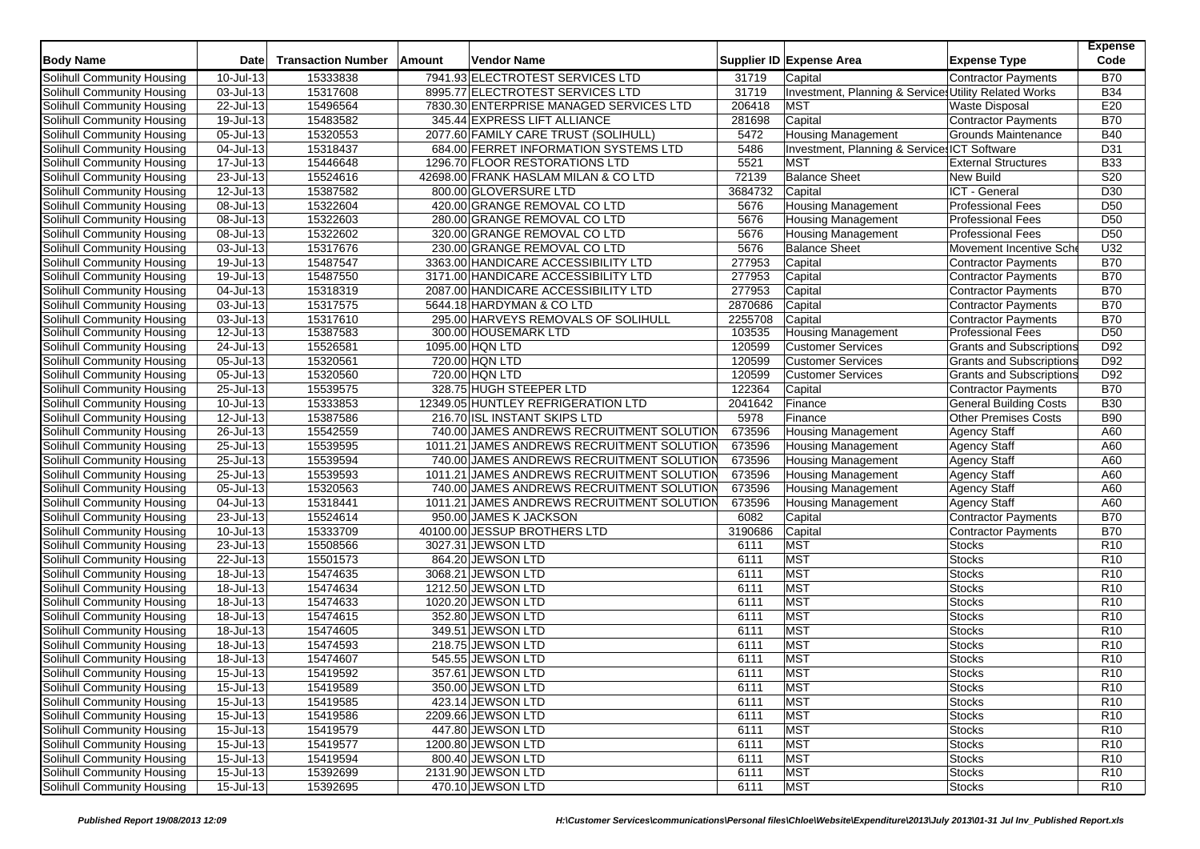| Body Name | Date | Transaction Number | Amount | Vendor Name | Supplier ID | Expense Area | Expense Type | Expense Code |
|---|---|---|---|---|---|---|---|---|
| Solihull Community Housing | 10-Jul-13 | 15333838 | 7941.93 | ELECTROTEST SERVICES LTD | 31719 | Capital | Contractor Payments | B70 |
| Solihull Community Housing | 03-Jul-13 | 15317608 | 8995.77 | ELECTROTEST SERVICES LTD | 31719 | Investment, Planning & Services | Utility Related Works | B34 |
| Solihull Community Housing | 22-Jul-13 | 15496564 | 7830.30 | ENTERPRISE MANAGED SERVICES LTD | 206418 | MST | Waste Disposal | E20 |
| Solihull Community Housing | 19-Jul-13 | 15483582 | 345.44 | EXPRESS LIFT ALLIANCE | 281698 | Capital | Contractor Payments | B70 |
| Solihull Community Housing | 05-Jul-13 | 15320553 | 2077.60 | FAMILY CARE TRUST (SOLIHULL) | 5472 | Housing Management | Grounds Maintenance | B40 |
| Solihull Community Housing | 04-Jul-13 | 15318437 | 684.00 | FERRET INFORMATION SYSTEMS LTD | 5486 | Investment, Planning & Services | ICT Software | D31 |
| Solihull Community Housing | 17-Jul-13 | 15446648 | 1296.70 | FLOOR RESTORATIONS LTD | 5521 | MST | External Structures | B33 |
| Solihull Community Housing | 23-Jul-13 | 15524616 | 42698.00 | FRANK HASLAM MILAN & CO LTD | 72139 | Balance Sheet | New Build | S20 |
| Solihull Community Housing | 12-Jul-13 | 15387582 | 800.00 | GLOVERSURE LTD | 3684732 | Capital | ICT - General | D30 |
| Solihull Community Housing | 08-Jul-13 | 15322604 | 420.00 | GRANGE REMOVAL CO LTD | 5676 | Housing Management | Professional Fees | D50 |
| Solihull Community Housing | 08-Jul-13 | 15322603 | 280.00 | GRANGE REMOVAL CO LTD | 5676 | Housing Management | Professional Fees | D50 |
| Solihull Community Housing | 08-Jul-13 | 15322602 | 320.00 | GRANGE REMOVAL CO LTD | 5676 | Housing Management | Professional Fees | D50 |
| Solihull Community Housing | 03-Jul-13 | 15317676 | 230.00 | GRANGE REMOVAL CO LTD | 5676 | Balance Sheet | Movement Incentive Sche | U32 |
| Solihull Community Housing | 19-Jul-13 | 15487547 | 3363.00 | HANDICARE ACCESSIBILITY LTD | 277953 | Capital | Contractor Payments | B70 |
| Solihull Community Housing | 19-Jul-13 | 15487550 | 3171.00 | HANDICARE ACCESSIBILITY LTD | 277953 | Capital | Contractor Payments | B70 |
| Solihull Community Housing | 04-Jul-13 | 15318319 | 2087.00 | HANDICARE ACCESSIBILITY LTD | 277953 | Capital | Contractor Payments | B70 |
| Solihull Community Housing | 03-Jul-13 | 15317575 | 5644.18 | HARDYMAN & CO LTD | 2870686 | Capital | Contractor Payments | B70 |
| Solihull Community Housing | 03-Jul-13 | 15317610 | 295.00 | HARVEYS REMOVALS OF SOLIHULL | 2255708 | Capital | Contractor Payments | B70 |
| Solihull Community Housing | 12-Jul-13 | 15387583 | 300.00 | HOUSEMARK LTD | 103535 | Housing Management | Professional Fees | D50 |
| Solihull Community Housing | 24-Jul-13 | 15526581 | 1095.00 | HQN LTD | 120599 | Customer Services | Grants and Subscriptions | D92 |
| Solihull Community Housing | 05-Jul-13 | 15320561 | 720.00 | HQN LTD | 120599 | Customer Services | Grants and Subscriptions | D92 |
| Solihull Community Housing | 05-Jul-13 | 15320560 | 720.00 | HQN LTD | 120599 | Customer Services | Grants and Subscriptions | D92 |
| Solihull Community Housing | 25-Jul-13 | 15539575 | 328.75 | HUGH STEEPER LTD | 122364 | Capital | Contractor Payments | B70 |
| Solihull Community Housing | 10-Jul-13 | 15333853 | 12349.05 | HUNTLEY REFRIGERATION LTD | 2041642 | Finance | General Building Costs | B30 |
| Solihull Community Housing | 12-Jul-13 | 15387586 | 216.70 | ISL INSTANT SKIPS LTD | 5978 | Finance | Other Premises Costs | B90 |
| Solihull Community Housing | 26-Jul-13 | 15542559 | 740.00 | JAMES ANDREWS RECRUITMENT SOLUTION | 673596 | Housing Management | Agency Staff | A60 |
| Solihull Community Housing | 25-Jul-13 | 15539595 | 1011.21 | JAMES ANDREWS RECRUITMENT SOLUTION | 673596 | Housing Management | Agency Staff | A60 |
| Solihull Community Housing | 25-Jul-13 | 15539594 | 740.00 | JAMES ANDREWS RECRUITMENT SOLUTION | 673596 | Housing Management | Agency Staff | A60 |
| Solihull Community Housing | 25-Jul-13 | 15539593 | 1011.21 | JAMES ANDREWS RECRUITMENT SOLUTION | 673596 | Housing Management | Agency Staff | A60 |
| Solihull Community Housing | 05-Jul-13 | 15320563 | 740.00 | JAMES ANDREWS RECRUITMENT SOLUTION | 673596 | Housing Management | Agency Staff | A60 |
| Solihull Community Housing | 04-Jul-13 | 15318441 | 1011.21 | JAMES ANDREWS RECRUITMENT SOLUTION | 673596 | Housing Management | Agency Staff | A60 |
| Solihull Community Housing | 23-Jul-13 | 15524614 | 950.00 | JAMES K JACKSON | 6082 | Capital | Contractor Payments | B70 |
| Solihull Community Housing | 10-Jul-13 | 15333709 | 40100.00 | JESSUP BROTHERS LTD | 3190686 | Capital | Contractor Payments | B70 |
| Solihull Community Housing | 23-Jul-13 | 15508566 | 3027.31 | JEWSON LTD | 6111 | MST | Stocks | R10 |
| Solihull Community Housing | 22-Jul-13 | 15501573 | 864.20 | JEWSON LTD | 6111 | MST | Stocks | R10 |
| Solihull Community Housing | 18-Jul-13 | 15474635 | 3068.21 | JEWSON LTD | 6111 | MST | Stocks | R10 |
| Solihull Community Housing | 18-Jul-13 | 15474634 | 1212.50 | JEWSON LTD | 6111 | MST | Stocks | R10 |
| Solihull Community Housing | 18-Jul-13 | 15474633 | 1020.20 | JEWSON LTD | 6111 | MST | Stocks | R10 |
| Solihull Community Housing | 18-Jul-13 | 15474615 | 352.80 | JEWSON LTD | 6111 | MST | Stocks | R10 |
| Solihull Community Housing | 18-Jul-13 | 15474605 | 349.51 | JEWSON LTD | 6111 | MST | Stocks | R10 |
| Solihull Community Housing | 18-Jul-13 | 15474593 | 218.75 | JEWSON LTD | 6111 | MST | Stocks | R10 |
| Solihull Community Housing | 18-Jul-13 | 15474607 | 545.55 | JEWSON LTD | 6111 | MST | Stocks | R10 |
| Solihull Community Housing | 15-Jul-13 | 15419592 | 357.61 | JEWSON LTD | 6111 | MST | Stocks | R10 |
| Solihull Community Housing | 15-Jul-13 | 15419589 | 350.00 | JEWSON LTD | 6111 | MST | Stocks | R10 |
| Solihull Community Housing | 15-Jul-13 | 15419585 | 423.14 | JEWSON LTD | 6111 | MST | Stocks | R10 |
| Solihull Community Housing | 15-Jul-13 | 15419586 | 2209.66 | JEWSON LTD | 6111 | MST | Stocks | R10 |
| Solihull Community Housing | 15-Jul-13 | 15419579 | 447.80 | JEWSON LTD | 6111 | MST | Stocks | R10 |
| Solihull Community Housing | 15-Jul-13 | 15419577 | 1200.80 | JEWSON LTD | 6111 | MST | Stocks | R10 |
| Solihull Community Housing | 15-Jul-13 | 15419594 | 800.40 | JEWSON LTD | 6111 | MST | Stocks | R10 |
| Solihull Community Housing | 15-Jul-13 | 15392699 | 2131.90 | JEWSON LTD | 6111 | MST | Stocks | R10 |
| Solihull Community Housing | 15-Jul-13 | 15392695 | 470.10 | JEWSON LTD | 6111 | MST | Stocks | R10 |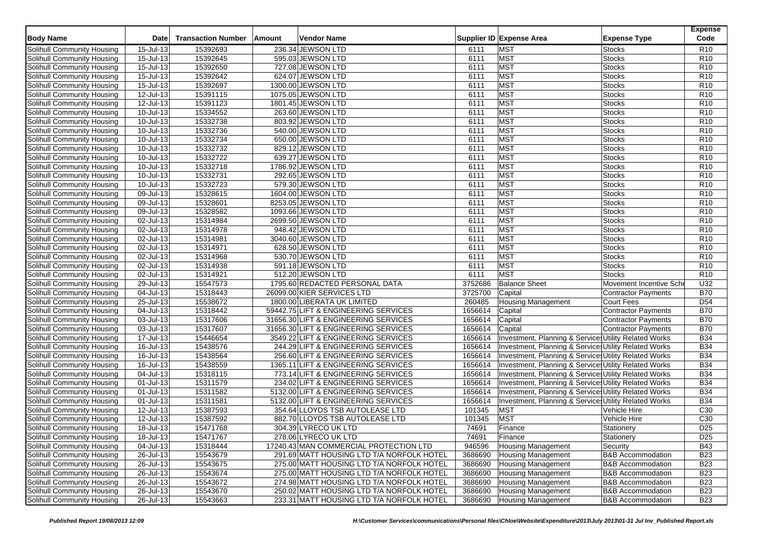| Body Name | Date | Transaction Number | Amount | Vendor Name | Supplier ID | Expense Area | Expense Type | Expense Code |
|---|---|---|---|---|---|---|---|---|
| Solihull Community Housing | 15-Jul-13 | 15392693 | 236.34 | JEWSON LTD | 6111 | MST | Stocks | R10 |
| Solihull Community Housing | 15-Jul-13 | 15392645 | 595.03 | JEWSON LTD | 6111 | MST | Stocks | R10 |
| Solihull Community Housing | 15-Jul-13 | 15392650 | 727.08 | JEWSON LTD | 6111 | MST | Stocks | R10 |
| Solihull Community Housing | 15-Jul-13 | 15392642 | 624.07 | JEWSON LTD | 6111 | MST | Stocks | R10 |
| Solihull Community Housing | 15-Jul-13 | 15392697 | 1300.00 | JEWSON LTD | 6111 | MST | Stocks | R10 |
| Solihull Community Housing | 12-Jul-13 | 15391115 | 1075.05 | JEWSON LTD | 6111 | MST | Stocks | R10 |
| Solihull Community Housing | 12-Jul-13 | 15391123 | 1801.45 | JEWSON LTD | 6111 | MST | Stocks | R10 |
| Solihull Community Housing | 10-Jul-13 | 15334552 | 263.60 | JEWSON LTD | 6111 | MST | Stocks | R10 |
| Solihull Community Housing | 10-Jul-13 | 15332738 | 803.92 | JEWSON LTD | 6111 | MST | Stocks | R10 |
| Solihull Community Housing | 10-Jul-13 | 15332736 | 540.00 | JEWSON LTD | 6111 | MST | Stocks | R10 |
| Solihull Community Housing | 10-Jul-13 | 15332734 | 650.00 | JEWSON LTD | 6111 | MST | Stocks | R10 |
| Solihull Community Housing | 10-Jul-13 | 15332732 | 829.12 | JEWSON LTD | 6111 | MST | Stocks | R10 |
| Solihull Community Housing | 10-Jul-13 | 15332722 | 639.27 | JEWSON LTD | 6111 | MST | Stocks | R10 |
| Solihull Community Housing | 10-Jul-13 | 15332718 | 1786.92 | JEWSON LTD | 6111 | MST | Stocks | R10 |
| Solihull Community Housing | 10-Jul-13 | 15332731 | 292.65 | JEWSON LTD | 6111 | MST | Stocks | R10 |
| Solihull Community Housing | 10-Jul-13 | 15332723 | 579.30 | JEWSON LTD | 6111 | MST | Stocks | R10 |
| Solihull Community Housing | 09-Jul-13 | 15328615 | 1604.00 | JEWSON LTD | 6111 | MST | Stocks | R10 |
| Solihull Community Housing | 09-Jul-13 | 15328601 | 8253.05 | JEWSON LTD | 6111 | MST | Stocks | R10 |
| Solihull Community Housing | 09-Jul-13 | 15328582 | 1093.66 | JEWSON LTD | 6111 | MST | Stocks | R10 |
| Solihull Community Housing | 02-Jul-13 | 15314984 | 2699.50 | JEWSON LTD | 6111 | MST | Stocks | R10 |
| Solihull Community Housing | 02-Jul-13 | 15314978 | 948.42 | JEWSON LTD | 6111 | MST | Stocks | R10 |
| Solihull Community Housing | 02-Jul-13 | 15314981 | 3040.60 | JEWSON LTD | 6111 | MST | Stocks | R10 |
| Solihull Community Housing | 02-Jul-13 | 15314971 | 628.50 | JEWSON LTD | 6111 | MST | Stocks | R10 |
| Solihull Community Housing | 02-Jul-13 | 15314968 | 530.70 | JEWSON LTD | 6111 | MST | Stocks | R10 |
| Solihull Community Housing | 02-Jul-13 | 15314938 | 591.18 | JEWSON LTD | 6111 | MST | Stocks | R10 |
| Solihull Community Housing | 02-Jul-13 | 15314921 | 512.20 | JEWSON LTD | 6111 | MST | Stocks | R10 |
| Solihull Community Housing | 29-Jul-13 | 15547573 | 1795.60 | REDACTED PERSONAL DATA | 3752686 | Balance Sheet | Movement Incentive Sche | U32 |
| Solihull Community Housing | 04-Jul-13 | 15318443 | 26099.00 | KIER SERVICES LTD | 3725700 | Capital | Contractor Payments | B70 |
| Solihull Community Housing | 25-Jul-13 | 15538672 | 1800.00 | LIBERATA UK LIMITED | 260485 | Housing Management | Court Fees | D54 |
| Solihull Community Housing | 04-Jul-13 | 15318442 | 59442.75 | LIFT & ENGINEERING SERVICES | 1656614 | Capital | Contractor Payments | B70 |
| Solihull Community Housing | 03-Jul-13 | 15317606 | 31656.30 | LIFT & ENGINEERING SERVICES | 1656614 | Capital | Contractor Payments | B70 |
| Solihull Community Housing | 03-Jul-13 | 15317607 | 31656.30 | LIFT & ENGINEERING SERVICES | 1656614 | Capital | Contractor Payments | B70 |
| Solihull Community Housing | 17-Jul-13 | 15446654 | 3549.22 | LIFT & ENGINEERING SERVICES | 1656614 | Investment, Planning & Services | Utility Related Works | B34 |
| Solihull Community Housing | 16-Jul-13 | 15438576 | 244.29 | LIFT & ENGINEERING SERVICES | 1656614 | Investment, Planning & Services | Utility Related Works | B34 |
| Solihull Community Housing | 16-Jul-13 | 15438564 | 256.60 | LIFT & ENGINEERING SERVICES | 1656614 | Investment, Planning & Services | Utility Related Works | B34 |
| Solihull Community Housing | 16-Jul-13 | 15438559 | 1365.11 | LIFT & ENGINEERING SERVICES | 1656614 | Investment, Planning & Services | Utility Related Works | B34 |
| Solihull Community Housing | 04-Jul-13 | 15318115 | 773.14 | LIFT & ENGINEERING SERVICES | 1656614 | Investment, Planning & Services | Utility Related Works | B34 |
| Solihull Community Housing | 01-Jul-13 | 15311579 | 234.02 | LIFT & ENGINEERING SERVICES | 1656614 | Investment, Planning & Services | Utility Related Works | B34 |
| Solihull Community Housing | 01-Jul-13 | 15311582 | 5132.00 | LIFT & ENGINEERING SERVICES | 1656614 | Investment, Planning & Services | Utility Related Works | B34 |
| Solihull Community Housing | 01-Jul-13 | 15311581 | 5132.00 | LIFT & ENGINEERING SERVICES | 1656614 | Investment, Planning & Services | Utility Related Works | B34 |
| Solihull Community Housing | 12-Jul-13 | 15387593 | 354.64 | LLOYDS TSB AUTOLEASE LTD | 101345 | MST | Vehicle Hire | C30 |
| Solihull Community Housing | 12-Jul-13 | 15387592 | 882.70 | LLOYDS TSB AUTOLEASE LTD | 101345 | MST | Vehicle Hire | C30 |
| Solihull Community Housing | 18-Jul-13 | 15471768 | 304.39 | LYRECO UK LTD | 74691 | Finance | Stationery | D25 |
| Solihull Community Housing | 18-Jul-13 | 15471767 | 278.06 | LYRECO UK LTD | 74691 | Finance | Stationery | D25 |
| Solihull Community Housing | 04-Jul-13 | 15318444 | 17240.43 | MAN COMMERCIAL PROTECTION LTD | 946596 | Housing Management | Security | B43 |
| Solihull Community Housing | 26-Jul-13 | 15543679 | 291.69 | MATT HOUSING LTD T/A NORFOLK HOTEL | 3686690 | Housing Management | B&B Accommodation | B23 |
| Solihull Community Housing | 26-Jul-13 | 15543675 | 275.00 | MATT HOUSING LTD T/A NORFOLK HOTEL | 3686690 | Housing Management | B&B Accommodation | B23 |
| Solihull Community Housing | 26-Jul-13 | 15543674 | 275.00 | MATT HOUSING LTD T/A NORFOLK HOTEL | 3686690 | Housing Management | B&B Accommodation | B23 |
| Solihull Community Housing | 26-Jul-13 | 15543672 | 274.98 | MATT HOUSING LTD T/A NORFOLK HOTEL | 3686690 | Housing Management | B&B Accommodation | B23 |
| Solihull Community Housing | 26-Jul-13 | 15543670 | 250.02 | MATT HOUSING LTD T/A NORFOLK HOTEL | 3686690 | Housing Management | B&B Accommodation | B23 |
| Solihull Community Housing | 26-Jul-13 | 15543663 | 233.31 | MATT HOUSING LTD T/A NORFOLK HOTEL | 3686690 | Housing Management | B&B Accommodation | B23 |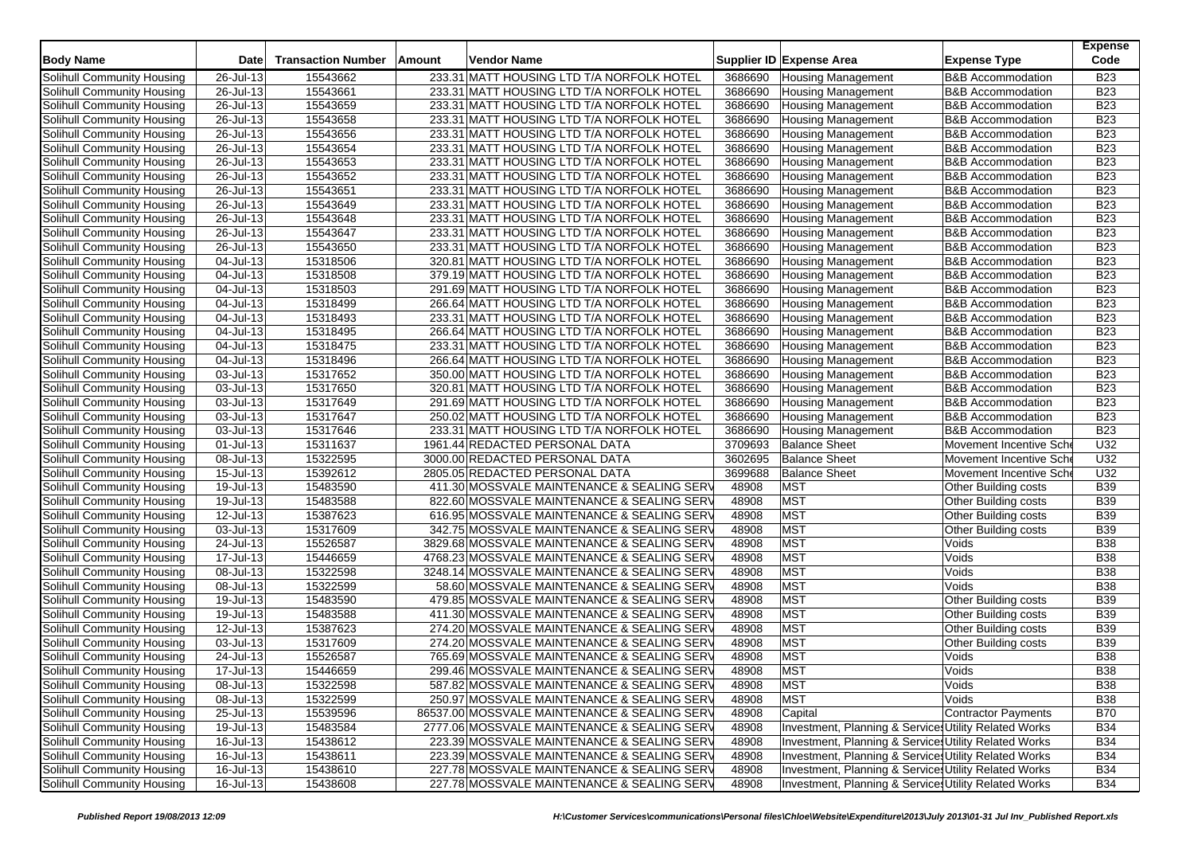| Body Name | Date | Transaction Number | Amount | Vendor Name | Supplier ID | Expense Area | Expense Type | Expense Code |
|---|---|---|---|---|---|---|---|---|
| Solihull Community Housing | 26-Jul-13 | 15543662 | 233.31 | MATT HOUSING LTD T/A NORFOLK HOTEL | 3686690 | Housing Management | B&B Accommodation | B23 |
| Solihull Community Housing | 26-Jul-13 | 15543661 | 233.31 | MATT HOUSING LTD T/A NORFOLK HOTEL | 3686690 | Housing Management | B&B Accommodation | B23 |
| Solihull Community Housing | 26-Jul-13 | 15543659 | 233.31 | MATT HOUSING LTD T/A NORFOLK HOTEL | 3686690 | Housing Management | B&B Accommodation | B23 |
| Solihull Community Housing | 26-Jul-13 | 15543658 | 233.31 | MATT HOUSING LTD T/A NORFOLK HOTEL | 3686690 | Housing Management | B&B Accommodation | B23 |
| Solihull Community Housing | 26-Jul-13 | 15543656 | 233.31 | MATT HOUSING LTD T/A NORFOLK HOTEL | 3686690 | Housing Management | B&B Accommodation | B23 |
| Solihull Community Housing | 26-Jul-13 | 15543654 | 233.31 | MATT HOUSING LTD T/A NORFOLK HOTEL | 3686690 | Housing Management | B&B Accommodation | B23 |
| Solihull Community Housing | 26-Jul-13 | 15543653 | 233.31 | MATT HOUSING LTD T/A NORFOLK HOTEL | 3686690 | Housing Management | B&B Accommodation | B23 |
| Solihull Community Housing | 26-Jul-13 | 15543652 | 233.31 | MATT HOUSING LTD T/A NORFOLK HOTEL | 3686690 | Housing Management | B&B Accommodation | B23 |
| Solihull Community Housing | 26-Jul-13 | 15543651 | 233.31 | MATT HOUSING LTD T/A NORFOLK HOTEL | 3686690 | Housing Management | B&B Accommodation | B23 |
| Solihull Community Housing | 26-Jul-13 | 15543649 | 233.31 | MATT HOUSING LTD T/A NORFOLK HOTEL | 3686690 | Housing Management | B&B Accommodation | B23 |
| Solihull Community Housing | 26-Jul-13 | 15543648 | 233.31 | MATT HOUSING LTD T/A NORFOLK HOTEL | 3686690 | Housing Management | B&B Accommodation | B23 |
| Solihull Community Housing | 26-Jul-13 | 15543647 | 233.31 | MATT HOUSING LTD T/A NORFOLK HOTEL | 3686690 | Housing Management | B&B Accommodation | B23 |
| Solihull Community Housing | 26-Jul-13 | 15543650 | 233.31 | MATT HOUSING LTD T/A NORFOLK HOTEL | 3686690 | Housing Management | B&B Accommodation | B23 |
| Solihull Community Housing | 04-Jul-13 | 15318506 | 320.81 | MATT HOUSING LTD T/A NORFOLK HOTEL | 3686690 | Housing Management | B&B Accommodation | B23 |
| Solihull Community Housing | 04-Jul-13 | 15318508 | 379.19 | MATT HOUSING LTD T/A NORFOLK HOTEL | 3686690 | Housing Management | B&B Accommodation | B23 |
| Solihull Community Housing | 04-Jul-13 | 15318503 | 291.69 | MATT HOUSING LTD T/A NORFOLK HOTEL | 3686690 | Housing Management | B&B Accommodation | B23 |
| Solihull Community Housing | 04-Jul-13 | 15318499 | 266.64 | MATT HOUSING LTD T/A NORFOLK HOTEL | 3686690 | Housing Management | B&B Accommodation | B23 |
| Solihull Community Housing | 04-Jul-13 | 15318493 | 233.31 | MATT HOUSING LTD T/A NORFOLK HOTEL | 3686690 | Housing Management | B&B Accommodation | B23 |
| Solihull Community Housing | 04-Jul-13 | 15318495 | 266.64 | MATT HOUSING LTD T/A NORFOLK HOTEL | 3686690 | Housing Management | B&B Accommodation | B23 |
| Solihull Community Housing | 04-Jul-13 | 15318475 | 233.31 | MATT HOUSING LTD T/A NORFOLK HOTEL | 3686690 | Housing Management | B&B Accommodation | B23 |
| Solihull Community Housing | 04-Jul-13 | 15318496 | 266.64 | MATT HOUSING LTD T/A NORFOLK HOTEL | 3686690 | Housing Management | B&B Accommodation | B23 |
| Solihull Community Housing | 03-Jul-13 | 15317652 | 350.00 | MATT HOUSING LTD T/A NORFOLK HOTEL | 3686690 | Housing Management | B&B Accommodation | B23 |
| Solihull Community Housing | 03-Jul-13 | 15317650 | 320.81 | MATT HOUSING LTD T/A NORFOLK HOTEL | 3686690 | Housing Management | B&B Accommodation | B23 |
| Solihull Community Housing | 03-Jul-13 | 15317649 | 291.69 | MATT HOUSING LTD T/A NORFOLK HOTEL | 3686690 | Housing Management | B&B Accommodation | B23 |
| Solihull Community Housing | 03-Jul-13 | 15317647 | 250.02 | MATT HOUSING LTD T/A NORFOLK HOTEL | 3686690 | Housing Management | B&B Accommodation | B23 |
| Solihull Community Housing | 03-Jul-13 | 15317646 | 233.31 | MATT HOUSING LTD T/A NORFOLK HOTEL | 3686690 | Housing Management | B&B Accommodation | B23 |
| Solihull Community Housing | 01-Jul-13 | 15311637 | 1961.44 | REDACTED PERSONAL DATA | 3709693 | Balance Sheet | Movement Incentive Sche | U32 |
| Solihull Community Housing | 08-Jul-13 | 15322595 | 3000.00 | REDACTED PERSONAL DATA | 3602695 | Balance Sheet | Movement Incentive Sche | U32 |
| Solihull Community Housing | 15-Jul-13 | 15392612 | 2805.05 | REDACTED PERSONAL DATA | 3699688 | Balance Sheet | Movement Incentive Sche | U32 |
| Solihull Community Housing | 19-Jul-13 | 15483590 | 411.30 | MOSSVALE MAINTENANCE & SEALING SERV | 48908 | MST | Other Building costs | B39 |
| Solihull Community Housing | 19-Jul-13 | 15483588 | 822.60 | MOSSVALE MAINTENANCE & SEALING SERV | 48908 | MST | Other Building costs | B39 |
| Solihull Community Housing | 12-Jul-13 | 15387623 | 616.95 | MOSSVALE MAINTENANCE & SEALING SERV | 48908 | MST | Other Building costs | B39 |
| Solihull Community Housing | 03-Jul-13 | 15317609 | 342.75 | MOSSVALE MAINTENANCE & SEALING SERV | 48908 | MST | Other Building costs | B39 |
| Solihull Community Housing | 24-Jul-13 | 15526587 | 3829.68 | MOSSVALE MAINTENANCE & SEALING SERV | 48908 | MST | Voids | B38 |
| Solihull Community Housing | 17-Jul-13 | 15446659 | 4768.23 | MOSSVALE MAINTENANCE & SEALING SERV | 48908 | MST | Voids | B38 |
| Solihull Community Housing | 08-Jul-13 | 15322598 | 3248.14 | MOSSVALE MAINTENANCE & SEALING SERV | 48908 | MST | Voids | B38 |
| Solihull Community Housing | 08-Jul-13 | 15322599 | 58.60 | MOSSVALE MAINTENANCE & SEALING SERV | 48908 | MST | Voids | B38 |
| Solihull Community Housing | 19-Jul-13 | 15483590 | 479.85 | MOSSVALE MAINTENANCE & SEALING SERV | 48908 | MST | Other Building costs | B39 |
| Solihull Community Housing | 19-Jul-13 | 15483588 | 411.30 | MOSSVALE MAINTENANCE & SEALING SERV | 48908 | MST | Other Building costs | B39 |
| Solihull Community Housing | 12-Jul-13 | 15387623 | 274.20 | MOSSVALE MAINTENANCE & SEALING SERV | 48908 | MST | Other Building costs | B39 |
| Solihull Community Housing | 03-Jul-13 | 15317609 | 274.20 | MOSSVALE MAINTENANCE & SEALING SERV | 48908 | MST | Other Building costs | B39 |
| Solihull Community Housing | 24-Jul-13 | 15526587 | 765.69 | MOSSVALE MAINTENANCE & SEALING SERV | 48908 | MST | Voids | B38 |
| Solihull Community Housing | 17-Jul-13 | 15446659 | 299.46 | MOSSVALE MAINTENANCE & SEALING SERV | 48908 | MST | Voids | B38 |
| Solihull Community Housing | 08-Jul-13 | 15322598 | 587.82 | MOSSVALE MAINTENANCE & SEALING SERV | 48908 | MST | Voids | B38 |
| Solihull Community Housing | 08-Jul-13 | 15322599 | 250.97 | MOSSVALE MAINTENANCE & SEALING SERV | 48908 | MST | Voids | B38 |
| Solihull Community Housing | 25-Jul-13 | 15539596 | 86537.00 | MOSSVALE MAINTENANCE & SEALING SERV | 48908 | Capital | Contractor Payments | B70 |
| Solihull Community Housing | 19-Jul-13 | 15483584 | 2777.06 | MOSSVALE MAINTENANCE & SEALING SERV | 48908 | Investment, Planning & Services | Utility Related Works | B34 |
| Solihull Community Housing | 16-Jul-13 | 15438612 | 223.39 | MOSSVALE MAINTENANCE & SEALING SERV | 48908 | Investment, Planning & Services | Utility Related Works | B34 |
| Solihull Community Housing | 16-Jul-13 | 15438611 | 223.39 | MOSSVALE MAINTENANCE & SEALING SERV | 48908 | Investment, Planning & Services | Utility Related Works | B34 |
| Solihull Community Housing | 16-Jul-13 | 15438610 | 227.78 | MOSSVALE MAINTENANCE & SEALING SERV | 48908 | Investment, Planning & Services | Utility Related Works | B34 |
| Solihull Community Housing | 16-Jul-13 | 15438608 | 227.78 | MOSSVALE MAINTENANCE & SEALING SERV | 48908 | Investment, Planning & Services | Utility Related Works | B34 |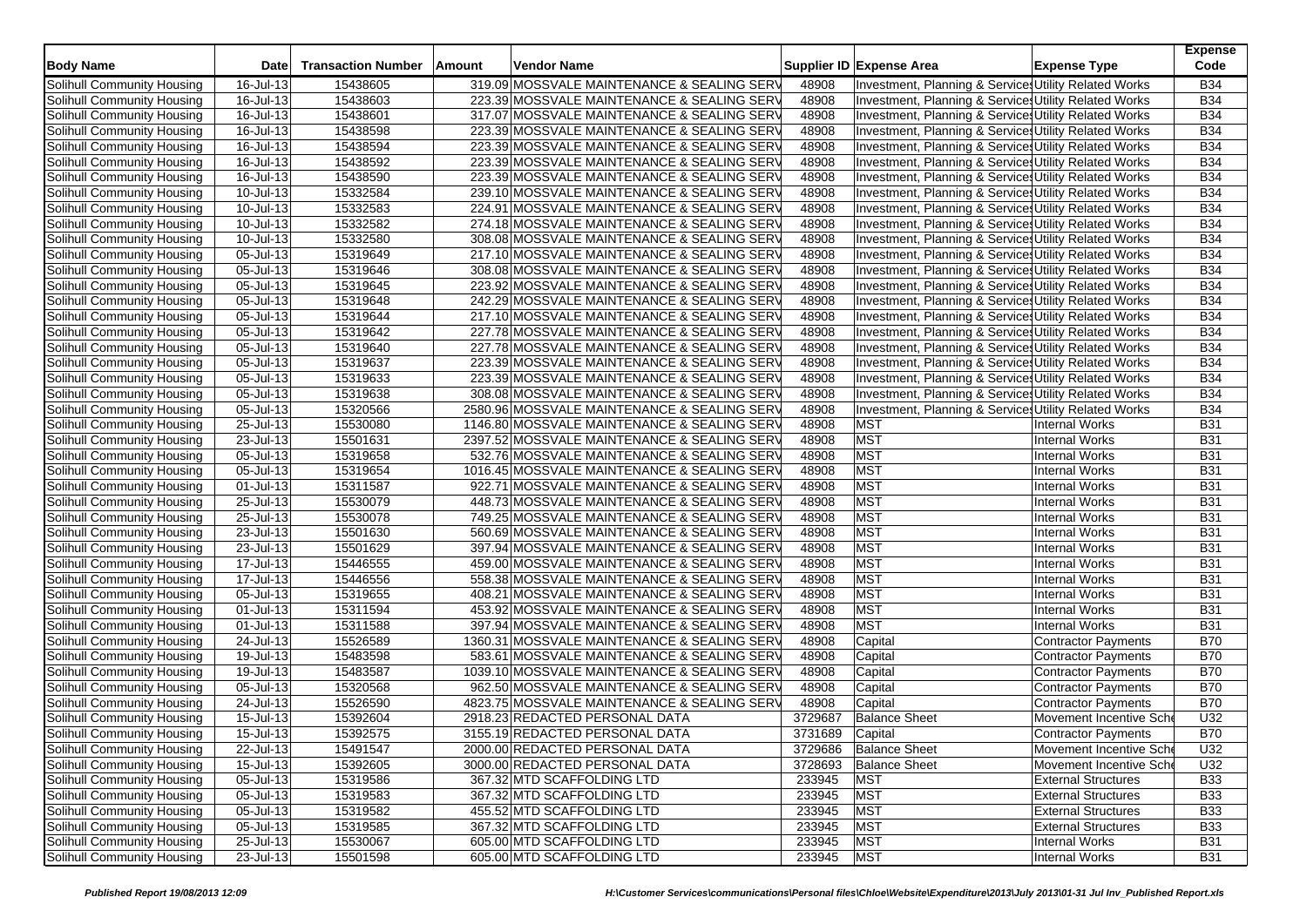| Body Name | Date | Transaction Number | Amount | Vendor Name | Supplier ID | Expense Area | Expense Type | Expense Code |
|---|---|---|---|---|---|---|---|---|
| Solihull Community Housing | 16-Jul-13 | 15438605 | 319.09 | MOSSVALE MAINTENANCE & SEALING SERV | 48908 | Investment, Planning & Services | Utility Related Works | B34 |
| Solihull Community Housing | 16-Jul-13 | 15438603 | 223.39 | MOSSVALE MAINTENANCE & SEALING SERV | 48908 | Investment, Planning & Services | Utility Related Works | B34 |
| Solihull Community Housing | 16-Jul-13 | 15438601 | 317.07 | MOSSVALE MAINTENANCE & SEALING SERV | 48908 | Investment, Planning & Services | Utility Related Works | B34 |
| Solihull Community Housing | 16-Jul-13 | 15438598 | 223.39 | MOSSVALE MAINTENANCE & SEALING SERV | 48908 | Investment, Planning & Services | Utility Related Works | B34 |
| Solihull Community Housing | 16-Jul-13 | 15438594 | 223.39 | MOSSVALE MAINTENANCE & SEALING SERV | 48908 | Investment, Planning & Services | Utility Related Works | B34 |
| Solihull Community Housing | 16-Jul-13 | 15438592 | 223.39 | MOSSVALE MAINTENANCE & SEALING SERV | 48908 | Investment, Planning & Services | Utility Related Works | B34 |
| Solihull Community Housing | 16-Jul-13 | 15438590 | 223.39 | MOSSVALE MAINTENANCE & SEALING SERV | 48908 | Investment, Planning & Services | Utility Related Works | B34 |
| Solihull Community Housing | 10-Jul-13 | 15332584 | 239.10 | MOSSVALE MAINTENANCE & SEALING SERV | 48908 | Investment, Planning & Services | Utility Related Works | B34 |
| Solihull Community Housing | 10-Jul-13 | 15332583 | 224.91 | MOSSVALE MAINTENANCE & SEALING SERV | 48908 | Investment, Planning & Services | Utility Related Works | B34 |
| Solihull Community Housing | 10-Jul-13 | 15332582 | 274.18 | MOSSVALE MAINTENANCE & SEALING SERV | 48908 | Investment, Planning & Services | Utility Related Works | B34 |
| Solihull Community Housing | 10-Jul-13 | 15332580 | 308.08 | MOSSVALE MAINTENANCE & SEALING SERV | 48908 | Investment, Planning & Services | Utility Related Works | B34 |
| Solihull Community Housing | 05-Jul-13 | 15319649 | 217.10 | MOSSVALE MAINTENANCE & SEALING SERV | 48908 | Investment, Planning & Services | Utility Related Works | B34 |
| Solihull Community Housing | 05-Jul-13 | 15319646 | 308.08 | MOSSVALE MAINTENANCE & SEALING SERV | 48908 | Investment, Planning & Services | Utility Related Works | B34 |
| Solihull Community Housing | 05-Jul-13 | 15319645 | 223.92 | MOSSVALE MAINTENANCE & SEALING SERV | 48908 | Investment, Planning & Services | Utility Related Works | B34 |
| Solihull Community Housing | 05-Jul-13 | 15319648 | 242.29 | MOSSVALE MAINTENANCE & SEALING SERV | 48908 | Investment, Planning & Services | Utility Related Works | B34 |
| Solihull Community Housing | 05-Jul-13 | 15319644 | 217.10 | MOSSVALE MAINTENANCE & SEALING SERV | 48908 | Investment, Planning & Services | Utility Related Works | B34 |
| Solihull Community Housing | 05-Jul-13 | 15319642 | 227.78 | MOSSVALE MAINTENANCE & SEALING SERV | 48908 | Investment, Planning & Services | Utility Related Works | B34 |
| Solihull Community Housing | 05-Jul-13 | 15319640 | 227.78 | MOSSVALE MAINTENANCE & SEALING SERV | 48908 | Investment, Planning & Services | Utility Related Works | B34 |
| Solihull Community Housing | 05-Jul-13 | 15319637 | 223.39 | MOSSVALE MAINTENANCE & SEALING SERV | 48908 | Investment, Planning & Services | Utility Related Works | B34 |
| Solihull Community Housing | 05-Jul-13 | 15319633 | 223.39 | MOSSVALE MAINTENANCE & SEALING SERV | 48908 | Investment, Planning & Services | Utility Related Works | B34 |
| Solihull Community Housing | 05-Jul-13 | 15319638 | 308.08 | MOSSVALE MAINTENANCE & SEALING SERV | 48908 | Investment, Planning & Services | Utility Related Works | B34 |
| Solihull Community Housing | 05-Jul-13 | 15320566 | 2580.96 | MOSSVALE MAINTENANCE & SEALING SERV | 48908 | Investment, Planning & Services | Utility Related Works | B34 |
| Solihull Community Housing | 25-Jul-13 | 15530080 | 1146.80 | MOSSVALE MAINTENANCE & SEALING SERV | 48908 | MST | Internal Works | B31 |
| Solihull Community Housing | 23-Jul-13 | 15501631 | 2397.52 | MOSSVALE MAINTENANCE & SEALING SERV | 48908 | MST | Internal Works | B31 |
| Solihull Community Housing | 05-Jul-13 | 15319658 | 532.76 | MOSSVALE MAINTENANCE & SEALING SERV | 48908 | MST | Internal Works | B31 |
| Solihull Community Housing | 05-Jul-13 | 15319654 | 1016.45 | MOSSVALE MAINTENANCE & SEALING SERV | 48908 | MST | Internal Works | B31 |
| Solihull Community Housing | 01-Jul-13 | 15311587 | 922.71 | MOSSVALE MAINTENANCE & SEALING SERV | 48908 | MST | Internal Works | B31 |
| Solihull Community Housing | 25-Jul-13 | 15530079 | 448.73 | MOSSVALE MAINTENANCE & SEALING SERV | 48908 | MST | Internal Works | B31 |
| Solihull Community Housing | 25-Jul-13 | 15530078 | 749.25 | MOSSVALE MAINTENANCE & SEALING SERV | 48908 | MST | Internal Works | B31 |
| Solihull Community Housing | 23-Jul-13 | 15501630 | 560.69 | MOSSVALE MAINTENANCE & SEALING SERV | 48908 | MST | Internal Works | B31 |
| Solihull Community Housing | 23-Jul-13 | 15501629 | 397.94 | MOSSVALE MAINTENANCE & SEALING SERV | 48908 | MST | Internal Works | B31 |
| Solihull Community Housing | 17-Jul-13 | 15446555 | 459.00 | MOSSVALE MAINTENANCE & SEALING SERV | 48908 | MST | Internal Works | B31 |
| Solihull Community Housing | 17-Jul-13 | 15446556 | 558.38 | MOSSVALE MAINTENANCE & SEALING SERV | 48908 | MST | Internal Works | B31 |
| Solihull Community Housing | 05-Jul-13 | 15319655 | 408.21 | MOSSVALE MAINTENANCE & SEALING SERV | 48908 | MST | Internal Works | B31 |
| Solihull Community Housing | 01-Jul-13 | 15311594 | 453.92 | MOSSVALE MAINTENANCE & SEALING SERV | 48908 | MST | Internal Works | B31 |
| Solihull Community Housing | 01-Jul-13 | 15311588 | 397.94 | MOSSVALE MAINTENANCE & SEALING SERV | 48908 | MST | Internal Works | B31 |
| Solihull Community Housing | 24-Jul-13 | 15526589 | 1360.31 | MOSSVALE MAINTENANCE & SEALING SERV | 48908 | Capital | Contractor Payments | B70 |
| Solihull Community Housing | 19-Jul-13 | 15483598 | 583.61 | MOSSVALE MAINTENANCE & SEALING SERV | 48908 | Capital | Contractor Payments | B70 |
| Solihull Community Housing | 19-Jul-13 | 15483587 | 1039.10 | MOSSVALE MAINTENANCE & SEALING SERV | 48908 | Capital | Contractor Payments | B70 |
| Solihull Community Housing | 05-Jul-13 | 15320568 | 962.50 | MOSSVALE MAINTENANCE & SEALING SERV | 48908 | Capital | Contractor Payments | B70 |
| Solihull Community Housing | 24-Jul-13 | 15526590 | 4823.75 | MOSSVALE MAINTENANCE & SEALING SERV | 48908 | Capital | Contractor Payments | B70 |
| Solihull Community Housing | 15-Jul-13 | 15392604 | 2918.23 | REDACTED PERSONAL DATA | 3729687 | Balance Sheet | Movement Incentive Sche | U32 |
| Solihull Community Housing | 15-Jul-13 | 15392575 | 3155.19 | REDACTED PERSONAL DATA | 3731689 | Capital | Contractor Payments | B70 |
| Solihull Community Housing | 22-Jul-13 | 15491547 | 2000.00 | REDACTED PERSONAL DATA | 3729686 | Balance Sheet | Movement Incentive Sche | U32 |
| Solihull Community Housing | 15-Jul-13 | 15392605 | 3000.00 | REDACTED PERSONAL DATA | 3728693 | Balance Sheet | Movement Incentive Sche | U32 |
| Solihull Community Housing | 05-Jul-13 | 15319586 | 367.32 | MTD SCAFFOLDING LTD | 233945 | MST | External Structures | B33 |
| Solihull Community Housing | 05-Jul-13 | 15319583 | 367.32 | MTD SCAFFOLDING LTD | 233945 | MST | External Structures | B33 |
| Solihull Community Housing | 05-Jul-13 | 15319582 | 455.52 | MTD SCAFFOLDING LTD | 233945 | MST | External Structures | B33 |
| Solihull Community Housing | 05-Jul-13 | 15319585 | 367.32 | MTD SCAFFOLDING LTD | 233945 | MST | External Structures | B33 |
| Solihull Community Housing | 25-Jul-13 | 15530067 | 605.00 | MTD SCAFFOLDING LTD | 233945 | MST | Internal Works | B31 |
| Solihull Community Housing | 23-Jul-13 | 15501598 | 605.00 | MTD SCAFFOLDING LTD | 233945 | MST | Internal Works | B31 |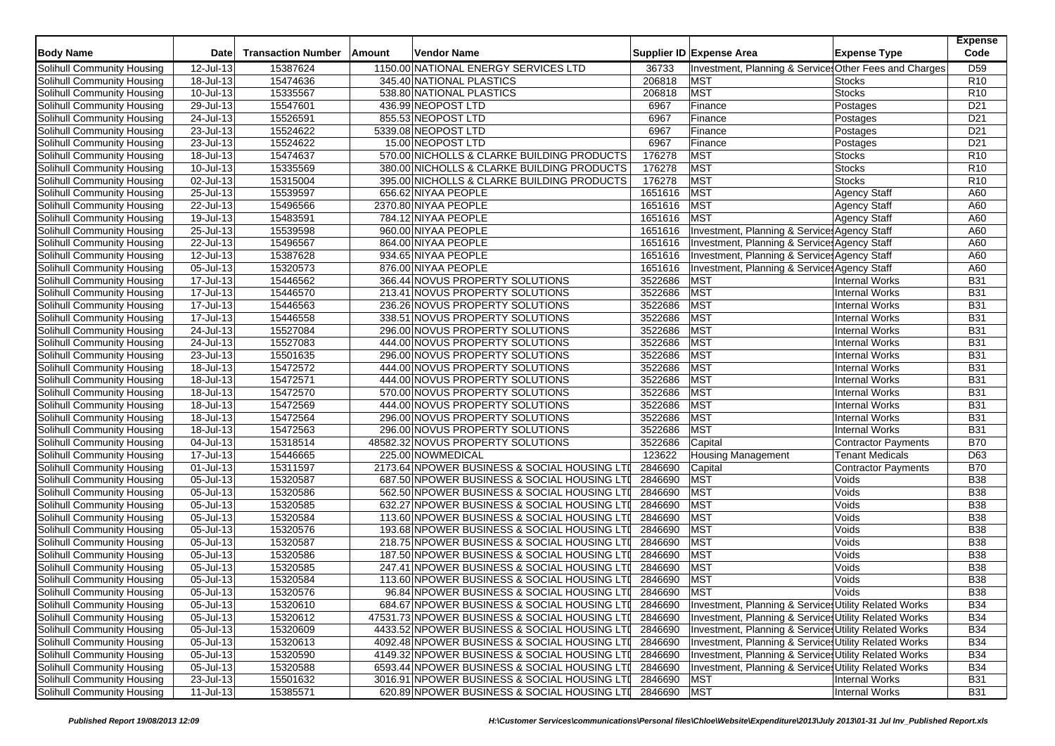| Body Name | Date | Transaction Number | Amount | Vendor Name | Supplier ID | Expense Area | Expense Type | Expense Code |
|---|---|---|---|---|---|---|---|---|
| Solihull Community Housing | 12-Jul-13 | 15387624 | 1150.00 | NATIONAL ENERGY SERVICES LTD | 36733 | Investment, Planning & Services | Other Fees and Charges | D59 |
| Solihull Community Housing | 18-Jul-13 | 15474636 | 345.40 | NATIONAL PLASTICS | 206818 | MST | Stocks | R10 |
| Solihull Community Housing | 10-Jul-13 | 15335567 | 538.80 | NATIONAL PLASTICS | 206818 | MST | Stocks | R10 |
| Solihull Community Housing | 29-Jul-13 | 15547601 | 436.99 | NEOPOST LTD | 6967 | Finance | Postages | D21 |
| Solihull Community Housing | 24-Jul-13 | 15526591 | 855.53 | NEOPOST LTD | 6967 | Finance | Postages | D21 |
| Solihull Community Housing | 23-Jul-13 | 15524622 | 5339.08 | NEOPOST LTD | 6967 | Finance | Postages | D21 |
| Solihull Community Housing | 23-Jul-13 | 15524622 | 15.00 | NEOPOST LTD | 6967 | Finance | Postages | D21 |
| Solihull Community Housing | 18-Jul-13 | 15474637 | 570.00 | NICHOLLS & CLARKE BUILDING PRODUCTS | 176278 | MST | Stocks | R10 |
| Solihull Community Housing | 10-Jul-13 | 15335569 | 380.00 | NICHOLLS & CLARKE BUILDING PRODUCTS | 176278 | MST | Stocks | R10 |
| Solihull Community Housing | 02-Jul-13 | 15315004 | 395.00 | NICHOLLS & CLARKE BUILDING PRODUCTS | 176278 | MST | Stocks | R10 |
| Solihull Community Housing | 25-Jul-13 | 15539597 | 656.62 | NIYAA PEOPLE | 1651616 | MST | Agency Staff | A60 |
| Solihull Community Housing | 22-Jul-13 | 15496566 | 2370.80 | NIYAA PEOPLE | 1651616 | MST | Agency Staff | A60 |
| Solihull Community Housing | 19-Jul-13 | 15483591 | 784.12 | NIYAA PEOPLE | 1651616 | MST | Agency Staff | A60 |
| Solihull Community Housing | 25-Jul-13 | 15539598 | 960.00 | NIYAA PEOPLE | 1651616 | Investment, Planning & Services | Agency Staff | A60 |
| Solihull Community Housing | 22-Jul-13 | 15496567 | 864.00 | NIYAA PEOPLE | 1651616 | Investment, Planning & Services | Agency Staff | A60 |
| Solihull Community Housing | 12-Jul-13 | 15387628 | 934.65 | NIYAA PEOPLE | 1651616 | Investment, Planning & Services | Agency Staff | A60 |
| Solihull Community Housing | 05-Jul-13 | 15320573 | 876.00 | NIYAA PEOPLE | 1651616 | Investment, Planning & Services | Agency Staff | A60 |
| Solihull Community Housing | 17-Jul-13 | 15446562 | 366.44 | NOVUS PROPERTY SOLUTIONS | 3522686 | MST | Internal Works | B31 |
| Solihull Community Housing | 17-Jul-13 | 15446570 | 213.41 | NOVUS PROPERTY SOLUTIONS | 3522686 | MST | Internal Works | B31 |
| Solihull Community Housing | 17-Jul-13 | 15446563 | 236.26 | NOVUS PROPERTY SOLUTIONS | 3522686 | MST | Internal Works | B31 |
| Solihull Community Housing | 17-Jul-13 | 15446558 | 338.51 | NOVUS PROPERTY SOLUTIONS | 3522686 | MST | Internal Works | B31 |
| Solihull Community Housing | 24-Jul-13 | 15527084 | 296.00 | NOVUS PROPERTY SOLUTIONS | 3522686 | MST | Internal Works | B31 |
| Solihull Community Housing | 24-Jul-13 | 15527083 | 444.00 | NOVUS PROPERTY SOLUTIONS | 3522686 | MST | Internal Works | B31 |
| Solihull Community Housing | 23-Jul-13 | 15501635 | 296.00 | NOVUS PROPERTY SOLUTIONS | 3522686 | MST | Internal Works | B31 |
| Solihull Community Housing | 18-Jul-13 | 15472572 | 444.00 | NOVUS PROPERTY SOLUTIONS | 3522686 | MST | Internal Works | B31 |
| Solihull Community Housing | 18-Jul-13 | 15472571 | 444.00 | NOVUS PROPERTY SOLUTIONS | 3522686 | MST | Internal Works | B31 |
| Solihull Community Housing | 18-Jul-13 | 15472570 | 570.00 | NOVUS PROPERTY SOLUTIONS | 3522686 | MST | Internal Works | B31 |
| Solihull Community Housing | 18-Jul-13 | 15472569 | 444.00 | NOVUS PROPERTY SOLUTIONS | 3522686 | MST | Internal Works | B31 |
| Solihull Community Housing | 18-Jul-13 | 15472564 | 296.00 | NOVUS PROPERTY SOLUTIONS | 3522686 | MST | Internal Works | B31 |
| Solihull Community Housing | 18-Jul-13 | 15472563 | 296.00 | NOVUS PROPERTY SOLUTIONS | 3522686 | MST | Internal Works | B31 |
| Solihull Community Housing | 04-Jul-13 | 15318514 | 48582.32 | NOVUS PROPERTY SOLUTIONS | 3522686 | Capital | Contractor Payments | B70 |
| Solihull Community Housing | 17-Jul-13 | 15446665 | 225.00 | NOWMEDICAL | 123622 | Housing Management | Tenant Medicals | D63 |
| Solihull Community Housing | 01-Jul-13 | 15311597 | 2173.64 | NPOWER BUSINESS & SOCIAL HOUSING LTD | 2846690 | Capital | Contractor Payments | B70 |
| Solihull Community Housing | 05-Jul-13 | 15320587 | 687.50 | NPOWER BUSINESS & SOCIAL HOUSING LTD | 2846690 | MST | Voids | B38 |
| Solihull Community Housing | 05-Jul-13 | 15320586 | 562.50 | NPOWER BUSINESS & SOCIAL HOUSING LTD | 2846690 | MST | Voids | B38 |
| Solihull Community Housing | 05-Jul-13 | 15320585 | 632.27 | NPOWER BUSINESS & SOCIAL HOUSING LTD | 2846690 | MST | Voids | B38 |
| Solihull Community Housing | 05-Jul-13 | 15320584 | 113.60 | NPOWER BUSINESS & SOCIAL HOUSING LTD | 2846690 | MST | Voids | B38 |
| Solihull Community Housing | 05-Jul-13 | 15320576 | 193.68 | NPOWER BUSINESS & SOCIAL HOUSING LTD | 2846690 | MST | Voids | B38 |
| Solihull Community Housing | 05-Jul-13 | 15320587 | 218.75 | NPOWER BUSINESS & SOCIAL HOUSING LTD | 2846690 | MST | Voids | B38 |
| Solihull Community Housing | 05-Jul-13 | 15320586 | 187.50 | NPOWER BUSINESS & SOCIAL HOUSING LTD | 2846690 | MST | Voids | B38 |
| Solihull Community Housing | 05-Jul-13 | 15320585 | 247.41 | NPOWER BUSINESS & SOCIAL HOUSING LTD | 2846690 | MST | Voids | B38 |
| Solihull Community Housing | 05-Jul-13 | 15320584 | 113.60 | NPOWER BUSINESS & SOCIAL HOUSING LTD | 2846690 | MST | Voids | B38 |
| Solihull Community Housing | 05-Jul-13 | 15320576 | 96.84 | NPOWER BUSINESS & SOCIAL HOUSING LTD | 2846690 | MST | Voids | B38 |
| Solihull Community Housing | 05-Jul-13 | 15320610 | 684.67 | NPOWER BUSINESS & SOCIAL HOUSING LTD | 2846690 | Investment, Planning & Services | Utility Related Works | B34 |
| Solihull Community Housing | 05-Jul-13 | 15320612 | 47531.73 | NPOWER BUSINESS & SOCIAL HOUSING LTD | 2846690 | Investment, Planning & Services | Utility Related Works | B34 |
| Solihull Community Housing | 05-Jul-13 | 15320609 | 4433.52 | NPOWER BUSINESS & SOCIAL HOUSING LTD | 2846690 | Investment, Planning & Services | Utility Related Works | B34 |
| Solihull Community Housing | 05-Jul-13 | 15320613 | 4092.48 | NPOWER BUSINESS & SOCIAL HOUSING LTD | 2846690 | Investment, Planning & Services | Utility Related Works | B34 |
| Solihull Community Housing | 05-Jul-13 | 15320590 | 4149.32 | NPOWER BUSINESS & SOCIAL HOUSING LTD | 2846690 | Investment, Planning & Services | Utility Related Works | B34 |
| Solihull Community Housing | 05-Jul-13 | 15320588 | 6593.44 | NPOWER BUSINESS & SOCIAL HOUSING LTD | 2846690 | Investment, Planning & Services | Utility Related Works | B34 |
| Solihull Community Housing | 23-Jul-13 | 15501632 | 3016.91 | NPOWER BUSINESS & SOCIAL HOUSING LTD | 2846690 | MST | Internal Works | B31 |
| Solihull Community Housing | 11-Jul-13 | 15385571 | 620.89 | NPOWER BUSINESS & SOCIAL HOUSING LTD | 2846690 | MST | Internal Works | B31 |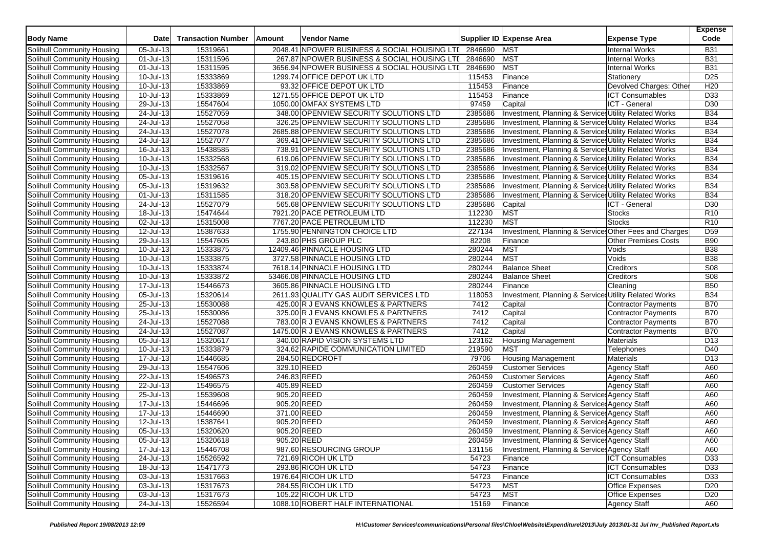| Body Name | Date | Transaction Number | Amount | Vendor Name | Supplier ID | Expense Area | Expense Type | Expense Code |
|---|---|---|---|---|---|---|---|---|
| Solihull Community Housing | 05-Jul-13 | 15319661 | 2048.41 | NPOWER BUSINESS & SOCIAL HOUSING LTD | 2846690 | MST | Internal Works | B31 |
| Solihull Community Housing | 01-Jul-13 | 15311596 | 267.87 | NPOWER BUSINESS & SOCIAL HOUSING LTD | 2846690 | MST | Internal Works | B31 |
| Solihull Community Housing | 01-Jul-13 | 15311595 | 3656.94 | NPOWER BUSINESS & SOCIAL HOUSING LTD | 2846690 | MST | Internal Works | B31 |
| Solihull Community Housing | 10-Jul-13 | 15333869 | 1299.74 | OFFICE DEPOT UK LTD | 115453 | Finance | Stationery | D25 |
| Solihull Community Housing | 10-Jul-13 | 15333869 | 93.32 | OFFICE DEPOT UK LTD | 115453 | Finance | Devolved Charges: Other | H20 |
| Solihull Community Housing | 10-Jul-13 | 15333869 | 1271.55 | OFFICE DEPOT UK LTD | 115453 | Finance | ICT Consumables | D33 |
| Solihull Community Housing | 29-Jul-13 | 15547604 | 1050.00 | OMFAX SYSTEMS LTD | 97459 | Capital | ICT - General | D30 |
| Solihull Community Housing | 24-Jul-13 | 15527059 | 348.00 | OPENVIEW SECURITY SOLUTIONS LTD | 2385686 | Investment, Planning & Services | Utility Related Works | B34 |
| Solihull Community Housing | 24-Jul-13 | 15527058 | 326.25 | OPENVIEW SECURITY SOLUTIONS LTD | 2385686 | Investment, Planning & Services | Utility Related Works | B34 |
| Solihull Community Housing | 24-Jul-13 | 15527078 | 2685.88 | OPENVIEW SECURITY SOLUTIONS LTD | 2385686 | Investment, Planning & Services | Utility Related Works | B34 |
| Solihull Community Housing | 24-Jul-13 | 15527077 | 369.41 | OPENVIEW SECURITY SOLUTIONS LTD | 2385686 | Investment, Planning & Services | Utility Related Works | B34 |
| Solihull Community Housing | 16-Jul-13 | 15438585 | 738.91 | OPENVIEW SECURITY SOLUTIONS LTD | 2385686 | Investment, Planning & Services | Utility Related Works | B34 |
| Solihull Community Housing | 10-Jul-13 | 15332568 | 619.06 | OPENVIEW SECURITY SOLUTIONS LTD | 2385686 | Investment, Planning & Services | Utility Related Works | B34 |
| Solihull Community Housing | 10-Jul-13 | 15332567 | 319.02 | OPENVIEW SECURITY SOLUTIONS LTD | 2385686 | Investment, Planning & Services | Utility Related Works | B34 |
| Solihull Community Housing | 05-Jul-13 | 15319616 | 405.15 | OPENVIEW SECURITY SOLUTIONS LTD | 2385686 | Investment, Planning & Services | Utility Related Works | B34 |
| Solihull Community Housing | 05-Jul-13 | 15319632 | 303.58 | OPENVIEW SECURITY SOLUTIONS LTD | 2385686 | Investment, Planning & Services | Utility Related Works | B34 |
| Solihull Community Housing | 01-Jul-13 | 15311585 | 318.20 | OPENVIEW SECURITY SOLUTIONS LTD | 2385686 | Investment, Planning & Services | Utility Related Works | B34 |
| Solihull Community Housing | 24-Jul-13 | 15527079 | 565.68 | OPENVIEW SECURITY SOLUTIONS LTD | 2385686 | Capital | ICT - General | D30 |
| Solihull Community Housing | 18-Jul-13 | 15474644 | 7921.20 | PACE PETROLEUM LTD | 112230 | MST | Stocks | R10 |
| Solihull Community Housing | 02-Jul-13 | 15315008 | 7767.20 | PACE PETROLEUM LTD | 112230 | MST | Stocks | R10 |
| Solihull Community Housing | 12-Jul-13 | 15387633 | 1755.90 | PENNINGTON CHOICE LTD | 227134 | Investment, Planning & Services | Other Fees and Charges | D59 |
| Solihull Community Housing | 29-Jul-13 | 15547605 | 243.80 | PHS GROUP PLC | 82208 | Finance | Other Premises Costs | B90 |
| Solihull Community Housing | 10-Jul-13 | 15333875 | 12409.46 | PINNACLE HOUSING LTD | 280244 | MST | Voids | B38 |
| Solihull Community Housing | 10-Jul-13 | 15333875 | 3727.58 | PINNACLE HOUSING LTD | 280244 | MST | Voids | B38 |
| Solihull Community Housing | 10-Jul-13 | 15333874 | 7618.14 | PINNACLE HOUSING LTD | 280244 | Balance Sheet | Creditors | S08 |
| Solihull Community Housing | 10-Jul-13 | 15333872 | 53466.08 | PINNACLE HOUSING LTD | 280244 | Balance Sheet | Creditors | S08 |
| Solihull Community Housing | 17-Jul-13 | 15446673 | 3605.86 | PINNACLE HOUSING LTD | 280244 | Finance | Cleaning | B50 |
| Solihull Community Housing | 05-Jul-13 | 15320614 | 2611.93 | QUALITY GAS AUDIT SERVICES LTD | 118053 | Investment, Planning & Services | Utility Related Works | B34 |
| Solihull Community Housing | 25-Jul-13 | 15530088 | 425.00 | R J EVANS KNOWLES & PARTNERS | 7412 | Capital | Contractor Payments | B70 |
| Solihull Community Housing | 25-Jul-13 | 15530086 | 325.00 | R J EVANS KNOWLES & PARTNERS | 7412 | Capital | Contractor Payments | B70 |
| Solihull Community Housing | 24-Jul-13 | 15527088 | 783.00 | R J EVANS KNOWLES & PARTNERS | 7412 | Capital | Contractor Payments | B70 |
| Solihull Community Housing | 24-Jul-13 | 15527087 | 1475.00 | R J EVANS KNOWLES & PARTNERS | 7412 | Capital | Contractor Payments | B70 |
| Solihull Community Housing | 05-Jul-13 | 15320617 | 340.00 | RAPID VISION SYSTEMS LTD | 123162 | Housing Management | Materials | D13 |
| Solihull Community Housing | 10-Jul-13 | 15333879 | 324.62 | RAPIDE COMMUNICATION LIMITED | 219590 | MST | Telephones | D40 |
| Solihull Community Housing | 17-Jul-13 | 15446685 | 284.50 | REDCROFT | 79706 | Housing Management | Materials | D13 |
| Solihull Community Housing | 29-Jul-13 | 15547606 | 329.10 | REED | 260459 | Customer Services | Agency Staff | A60 |
| Solihull Community Housing | 22-Jul-13 | 15496573 | 246.83 | REED | 260459 | Customer Services | Agency Staff | A60 |
| Solihull Community Housing | 22-Jul-13 | 15496575 | 405.89 | REED | 260459 | Customer Services | Agency Staff | A60 |
| Solihull Community Housing | 25-Jul-13 | 15539608 | 905.20 | REED | 260459 | Investment, Planning & Services | Agency Staff | A60 |
| Solihull Community Housing | 17-Jul-13 | 15446696 | 905.20 | REED | 260459 | Investment, Planning & Services | Agency Staff | A60 |
| Solihull Community Housing | 17-Jul-13 | 15446690 | 371.00 | REED | 260459 | Investment, Planning & Services | Agency Staff | A60 |
| Solihull Community Housing | 12-Jul-13 | 15387641 | 905.20 | REED | 260459 | Investment, Planning & Services | Agency Staff | A60 |
| Solihull Community Housing | 05-Jul-13 | 15320620 | 905.20 | REED | 260459 | Investment, Planning & Services | Agency Staff | A60 |
| Solihull Community Housing | 05-Jul-13 | 15320618 | 905.20 | REED | 260459 | Investment, Planning & Services | Agency Staff | A60 |
| Solihull Community Housing | 17-Jul-13 | 15446708 | 987.60 | RESOURCING GROUP | 131156 | Investment, Planning & Services | Agency Staff | A60 |
| Solihull Community Housing | 24-Jul-13 | 15526592 | 721.69 | RICOH UK LTD | 54723 | Finance | ICT Consumables | D33 |
| Solihull Community Housing | 18-Jul-13 | 15471773 | 293.86 | RICOH UK LTD | 54723 | Finance | ICT Consumables | D33 |
| Solihull Community Housing | 03-Jul-13 | 15317663 | 1976.64 | RICOH UK LTD | 54723 | Finance | ICT Consumables | D33 |
| Solihull Community Housing | 03-Jul-13 | 15317673 | 284.55 | RICOH UK LTD | 54723 | MST | Office Expenses | D20 |
| Solihull Community Housing | 03-Jul-13 | 15317673 | 105.22 | RICOH UK LTD | 54723 | MST | Office Expenses | D20 |
| Solihull Community Housing | 24-Jul-13 | 15526594 | 1088.10 | ROBERT HALF INTERNATIONAL | 15169 | Finance | Agency Staff | A60 |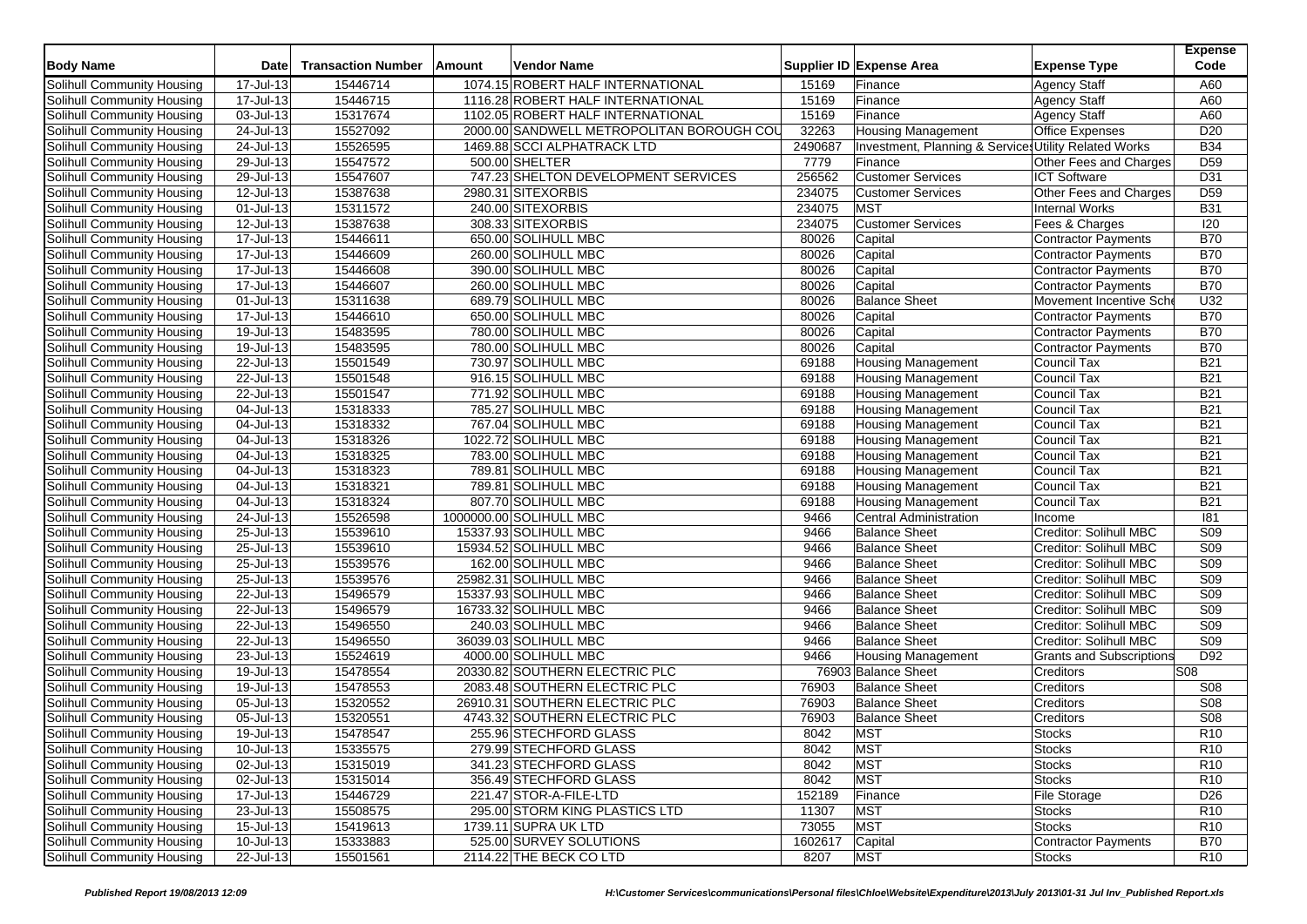| Body Name | Date | Transaction Number | Amount | Vendor Name | Supplier ID | Expense Area | Expense Type | Expense Code |
|---|---|---|---|---|---|---|---|---|
| Solihull Community Housing | 17-Jul-13 | 15446714 | 1074.15 | ROBERT HALF INTERNATIONAL | 15169 | Finance | Agency Staff | A60 |
| Solihull Community Housing | 17-Jul-13 | 15446715 | 1116.28 | ROBERT HALF INTERNATIONAL | 15169 | Finance | Agency Staff | A60 |
| Solihull Community Housing | 03-Jul-13 | 15317674 | 1102.05 | ROBERT HALF INTERNATIONAL | 15169 | Finance | Agency Staff | A60 |
| Solihull Community Housing | 24-Jul-13 | 15527092 | 2000.00 | SANDWELL METROPOLITAN BOROUGH COU | 32263 | Housing Management | Office Expenses | D20 |
| Solihull Community Housing | 24-Jul-13 | 15526595 | 1469.88 | SCCI ALPHATRACK LTD | 2490687 | Investment, Planning & Services | Utility Related Works | B34 |
| Solihull Community Housing | 29-Jul-13 | 15547572 | 500.00 | SHELTER | 7779 | Finance | Other Fees and Charges | D59 |
| Solihull Community Housing | 29-Jul-13 | 15547607 | 747.23 | SHELTON DEVELOPMENT SERVICES | 256562 | Customer Services | ICT Software | D31 |
| Solihull Community Housing | 12-Jul-13 | 15387638 | 2980.31 | SITEXORBIS | 234075 | Customer Services | Other Fees and Charges | D59 |
| Solihull Community Housing | 01-Jul-13 | 15311572 | 240.00 | SITEXORBIS | 234075 | MST | Internal Works | B31 |
| Solihull Community Housing | 12-Jul-13 | 15387638 | 308.33 | SITEXORBIS | 234075 | Customer Services | Fees & Charges | I20 |
| Solihull Community Housing | 17-Jul-13 | 15446611 | 650.00 | SOLIHULL MBC | 80026 | Capital | Contractor Payments | B70 |
| Solihull Community Housing | 17-Jul-13 | 15446609 | 260.00 | SOLIHULL MBC | 80026 | Capital | Contractor Payments | B70 |
| Solihull Community Housing | 17-Jul-13 | 15446608 | 390.00 | SOLIHULL MBC | 80026 | Capital | Contractor Payments | B70 |
| Solihull Community Housing | 17-Jul-13 | 15446607 | 260.00 | SOLIHULL MBC | 80026 | Capital | Contractor Payments | B70 |
| Solihull Community Housing | 01-Jul-13 | 15311638 | 689.79 | SOLIHULL MBC | 80026 | Balance Sheet | Movement Incentive Sche | U32 |
| Solihull Community Housing | 17-Jul-13 | 15446610 | 650.00 | SOLIHULL MBC | 80026 | Capital | Contractor Payments | B70 |
| Solihull Community Housing | 19-Jul-13 | 15483595 | 780.00 | SOLIHULL MBC | 80026 | Capital | Contractor Payments | B70 |
| Solihull Community Housing | 19-Jul-13 | 15483595 | 780.00 | SOLIHULL MBC | 80026 | Capital | Contractor Payments | B70 |
| Solihull Community Housing | 22-Jul-13 | 15501549 | 730.97 | SOLIHULL MBC | 69188 | Housing Management | Council Tax | B21 |
| Solihull Community Housing | 22-Jul-13 | 15501548 | 916.15 | SOLIHULL MBC | 69188 | Housing Management | Council Tax | B21 |
| Solihull Community Housing | 22-Jul-13 | 15501547 | 771.92 | SOLIHULL MBC | 69188 | Housing Management | Council Tax | B21 |
| Solihull Community Housing | 04-Jul-13 | 15318333 | 785.27 | SOLIHULL MBC | 69188 | Housing Management | Council Tax | B21 |
| Solihull Community Housing | 04-Jul-13 | 15318332 | 767.04 | SOLIHULL MBC | 69188 | Housing Management | Council Tax | B21 |
| Solihull Community Housing | 04-Jul-13 | 15318326 | 1022.72 | SOLIHULL MBC | 69188 | Housing Management | Council Tax | B21 |
| Solihull Community Housing | 04-Jul-13 | 15318325 | 783.00 | SOLIHULL MBC | 69188 | Housing Management | Council Tax | B21 |
| Solihull Community Housing | 04-Jul-13 | 15318323 | 789.81 | SOLIHULL MBC | 69188 | Housing Management | Council Tax | B21 |
| Solihull Community Housing | 04-Jul-13 | 15318321 | 789.81 | SOLIHULL MBC | 69188 | Housing Management | Council Tax | B21 |
| Solihull Community Housing | 04-Jul-13 | 15318324 | 807.70 | SOLIHULL MBC | 69188 | Housing Management | Council Tax | B21 |
| Solihull Community Housing | 24-Jul-13 | 15526598 | 1000000.00 | SOLIHULL MBC | 9466 | Central Administration | Income | I81 |
| Solihull Community Housing | 25-Jul-13 | 15539610 | 15337.93 | SOLIHULL MBC | 9466 | Balance Sheet | Creditor: Solihull MBC | S09 |
| Solihull Community Housing | 25-Jul-13 | 15539610 | 15934.52 | SOLIHULL MBC | 9466 | Balance Sheet | Creditor: Solihull MBC | S09 |
| Solihull Community Housing | 25-Jul-13 | 15539576 | 162.00 | SOLIHULL MBC | 9466 | Balance Sheet | Creditor: Solihull MBC | S09 |
| Solihull Community Housing | 25-Jul-13 | 15539576 | 25982.31 | SOLIHULL MBC | 9466 | Balance Sheet | Creditor: Solihull MBC | S09 |
| Solihull Community Housing | 22-Jul-13 | 15496579 | 15337.93 | SOLIHULL MBC | 9466 | Balance Sheet | Creditor: Solihull MBC | S09 |
| Solihull Community Housing | 22-Jul-13 | 15496579 | 16733.32 | SOLIHULL MBC | 9466 | Balance Sheet | Creditor: Solihull MBC | S09 |
| Solihull Community Housing | 22-Jul-13 | 15496550 | 240.03 | SOLIHULL MBC | 9466 | Balance Sheet | Creditor: Solihull MBC | S09 |
| Solihull Community Housing | 22-Jul-13 | 15496550 | 36039.03 | SOLIHULL MBC | 9466 | Balance Sheet | Creditor: Solihull MBC | S09 |
| Solihull Community Housing | 23-Jul-13 | 15524619 | 4000.00 | SOLIHULL MBC | 9466 | Housing Management | Grants and Subscriptions | D92 |
| Solihull Community Housing | 19-Jul-13 | 15478554 | 20330.82 | SOUTHERN ELECTRIC PLC | 76903 | Balance Sheet | Creditors | S08 |
| Solihull Community Housing | 19-Jul-13 | 15478553 | 2083.48 | SOUTHERN ELECTRIC PLC | 76903 | Balance Sheet | Creditors | S08 |
| Solihull Community Housing | 05-Jul-13 | 15320552 | 26910.31 | SOUTHERN ELECTRIC PLC | 76903 | Balance Sheet | Creditors | S08 |
| Solihull Community Housing | 05-Jul-13 | 15320551 | 4743.32 | SOUTHERN ELECTRIC PLC | 76903 | Balance Sheet | Creditors | S08 |
| Solihull Community Housing | 19-Jul-13 | 15478547 | 255.96 | STECHFORD GLASS | 8042 | MST | Stocks | R10 |
| Solihull Community Housing | 10-Jul-13 | 15335575 | 279.99 | STECHFORD GLASS | 8042 | MST | Stocks | R10 |
| Solihull Community Housing | 02-Jul-13 | 15315019 | 341.23 | STECHFORD GLASS | 8042 | MST | Stocks | R10 |
| Solihull Community Housing | 02-Jul-13 | 15315014 | 356.49 | STECHFORD GLASS | 8042 | MST | Stocks | R10 |
| Solihull Community Housing | 17-Jul-13 | 15446729 | 221.47 | STOR-A-FILE-LTD | 152189 | Finance | File Storage | D26 |
| Solihull Community Housing | 23-Jul-13 | 15508575 | 295.00 | STORM KING PLASTICS LTD | 11307 | MST | Stocks | R10 |
| Solihull Community Housing | 15-Jul-13 | 15419613 | 1739.11 | SUPRA UK LTD | 73055 | MST | Stocks | R10 |
| Solihull Community Housing | 10-Jul-13 | 15333883 | 525.00 | SURVEY SOLUTIONS | 1602617 | Capital | Contractor Payments | B70 |
| Solihull Community Housing | 22-Jul-13 | 15501561 | 2114.22 | THE BECK CO LTD | 8207 | MST | Stocks | R10 |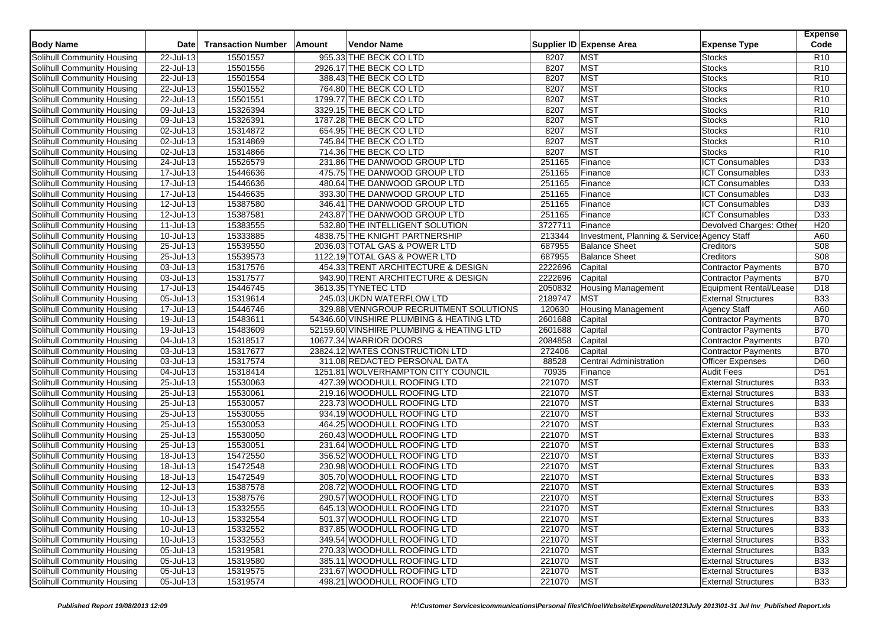| Body Name | Date | Transaction Number | Amount | Vendor Name | Supplier ID | Expense Area | Expense Type | Expense Code |
|---|---|---|---|---|---|---|---|---|
| Solihull Community Housing | 22-Jul-13 | 15501557 | 955.33 | THE BECK CO LTD | 8207 | MST | Stocks | R10 |
| Solihull Community Housing | 22-Jul-13 | 15501556 | 2926.17 | THE BECK CO LTD | 8207 | MST | Stocks | R10 |
| Solihull Community Housing | 22-Jul-13 | 15501554 | 388.43 | THE BECK CO LTD | 8207 | MST | Stocks | R10 |
| Solihull Community Housing | 22-Jul-13 | 15501552 | 764.80 | THE BECK CO LTD | 8207 | MST | Stocks | R10 |
| Solihull Community Housing | 22-Jul-13 | 15501551 | 1799.77 | THE BECK CO LTD | 8207 | MST | Stocks | R10 |
| Solihull Community Housing | 09-Jul-13 | 15326394 | 3329.15 | THE BECK CO LTD | 8207 | MST | Stocks | R10 |
| Solihull Community Housing | 09-Jul-13 | 15326391 | 1787.28 | THE BECK CO LTD | 8207 | MST | Stocks | R10 |
| Solihull Community Housing | 02-Jul-13 | 15314872 | 654.95 | THE BECK CO LTD | 8207 | MST | Stocks | R10 |
| Solihull Community Housing | 02-Jul-13 | 15314869 | 745.84 | THE BECK CO LTD | 8207 | MST | Stocks | R10 |
| Solihull Community Housing | 02-Jul-13 | 15314866 | 714.36 | THE BECK CO LTD | 8207 | MST | Stocks | R10 |
| Solihull Community Housing | 24-Jul-13 | 15526579 | 231.86 | THE DANWOOD GROUP LTD | 251165 | Finance | ICT Consumables | D33 |
| Solihull Community Housing | 17-Jul-13 | 15446636 | 475.75 | THE DANWOOD GROUP LTD | 251165 | Finance | ICT Consumables | D33 |
| Solihull Community Housing | 17-Jul-13 | 15446636 | 480.64 | THE DANWOOD GROUP LTD | 251165 | Finance | ICT Consumables | D33 |
| Solihull Community Housing | 17-Jul-13 | 15446635 | 393.30 | THE DANWOOD GROUP LTD | 251165 | Finance | ICT Consumables | D33 |
| Solihull Community Housing | 12-Jul-13 | 15387580 | 346.41 | THE DANWOOD GROUP LTD | 251165 | Finance | ICT Consumables | D33 |
| Solihull Community Housing | 12-Jul-13 | 15387581 | 243.87 | THE DANWOOD GROUP LTD | 251165 | Finance | ICT Consumables | D33 |
| Solihull Community Housing | 11-Jul-13 | 15383555 | 532.80 | THE INTELLIGENT SOLUTION | 3727711 | Finance | Devolved Charges: Other | H20 |
| Solihull Community Housing | 10-Jul-13 | 15333885 | 4838.75 | THE KNIGHT PARTNERSHIP | 213344 | Investment, Planning & Services | Agency Staff | A60 |
| Solihull Community Housing | 25-Jul-13 | 15539550 | 2036.03 | TOTAL GAS & POWER LTD | 687955 | Balance Sheet | Creditors | S08 |
| Solihull Community Housing | 25-Jul-13 | 15539573 | 1122.19 | TOTAL GAS & POWER LTD | 687955 | Balance Sheet | Creditors | S08 |
| Solihull Community Housing | 03-Jul-13 | 15317576 | 454.33 | TRENT ARCHITECTURE & DESIGN | 2222696 | Capital | Contractor Payments | B70 |
| Solihull Community Housing | 03-Jul-13 | 15317577 | 943.90 | TRENT ARCHITECTURE & DESIGN | 2222696 | Capital | Contractor Payments | B70 |
| Solihull Community Housing | 17-Jul-13 | 15446745 | 3613.35 | TYNETEC LTD | 2050832 | Housing Management | Equipment Rental/Lease | D18 |
| Solihull Community Housing | 05-Jul-13 | 15319614 | 245.03 | UKDN WATERFLOW LTD | 2189747 | MST | External Structures | B33 |
| Solihull Community Housing | 17-Jul-13 | 15446746 | 329.88 | VENNGROUP RECRUITMENT SOLUTIONS | 120630 | Housing Management | Agency Staff | A60 |
| Solihull Community Housing | 19-Jul-13 | 15483611 | 54346.60 | VINSHIRE PLUMBING & HEATING LTD | 2601688 | Capital | Contractor Payments | B70 |
| Solihull Community Housing | 19-Jul-13 | 15483609 | 52159.60 | VINSHIRE PLUMBING & HEATING LTD | 2601688 | Capital | Contractor Payments | B70 |
| Solihull Community Housing | 04-Jul-13 | 15318517 | 10677.34 | WARRIOR DOORS | 2084858 | Capital | Contractor Payments | B70 |
| Solihull Community Housing | 03-Jul-13 | 15317677 | 23824.12 | WATES CONSTRUCTION LTD | 272406 | Capital | Contractor Payments | B70 |
| Solihull Community Housing | 03-Jul-13 | 15317574 | 311.08 | REDACTED PERSONAL DATA | 88528 | Central Administration | Officer Expenses | D60 |
| Solihull Community Housing | 04-Jul-13 | 15318414 | 1251.81 | WOLVERHAMPTON CITY COUNCIL | 70935 | Finance | Audit Fees | D51 |
| Solihull Community Housing | 25-Jul-13 | 15530063 | 427.39 | WOODHULL ROOFING LTD | 221070 | MST | External Structures | B33 |
| Solihull Community Housing | 25-Jul-13 | 15530061 | 219.16 | WOODHULL ROOFING LTD | 221070 | MST | External Structures | B33 |
| Solihull Community Housing | 25-Jul-13 | 15530057 | 223.73 | WOODHULL ROOFING LTD | 221070 | MST | External Structures | B33 |
| Solihull Community Housing | 25-Jul-13 | 15530055 | 934.19 | WOODHULL ROOFING LTD | 221070 | MST | External Structures | B33 |
| Solihull Community Housing | 25-Jul-13 | 15530053 | 464.25 | WOODHULL ROOFING LTD | 221070 | MST | External Structures | B33 |
| Solihull Community Housing | 25-Jul-13 | 15530050 | 260.43 | WOODHULL ROOFING LTD | 221070 | MST | External Structures | B33 |
| Solihull Community Housing | 25-Jul-13 | 15530051 | 231.64 | WOODHULL ROOFING LTD | 221070 | MST | External Structures | B33 |
| Solihull Community Housing | 18-Jul-13 | 15472550 | 356.52 | WOODHULL ROOFING LTD | 221070 | MST | External Structures | B33 |
| Solihull Community Housing | 18-Jul-13 | 15472548 | 230.98 | WOODHULL ROOFING LTD | 221070 | MST | External Structures | B33 |
| Solihull Community Housing | 18-Jul-13 | 15472549 | 305.70 | WOODHULL ROOFING LTD | 221070 | MST | External Structures | B33 |
| Solihull Community Housing | 12-Jul-13 | 15387578 | 208.72 | WOODHULL ROOFING LTD | 221070 | MST | External Structures | B33 |
| Solihull Community Housing | 12-Jul-13 | 15387576 | 290.57 | WOODHULL ROOFING LTD | 221070 | MST | External Structures | B33 |
| Solihull Community Housing | 10-Jul-13 | 15332555 | 645.13 | WOODHULL ROOFING LTD | 221070 | MST | External Structures | B33 |
| Solihull Community Housing | 10-Jul-13 | 15332554 | 501.37 | WOODHULL ROOFING LTD | 221070 | MST | External Structures | B33 |
| Solihull Community Housing | 10-Jul-13 | 15332552 | 837.85 | WOODHULL ROOFING LTD | 221070 | MST | External Structures | B33 |
| Solihull Community Housing | 10-Jul-13 | 15332553 | 349.54 | WOODHULL ROOFING LTD | 221070 | MST | External Structures | B33 |
| Solihull Community Housing | 05-Jul-13 | 15319581 | 270.33 | WOODHULL ROOFING LTD | 221070 | MST | External Structures | B33 |
| Solihull Community Housing | 05-Jul-13 | 15319580 | 385.11 | WOODHULL ROOFING LTD | 221070 | MST | External Structures | B33 |
| Solihull Community Housing | 05-Jul-13 | 15319575 | 231.67 | WOODHULL ROOFING LTD | 221070 | MST | External Structures | B33 |
| Solihull Community Housing | 05-Jul-13 | 15319574 | 498.21 | WOODHULL ROOFING LTD | 221070 | MST | External Structures | B33 |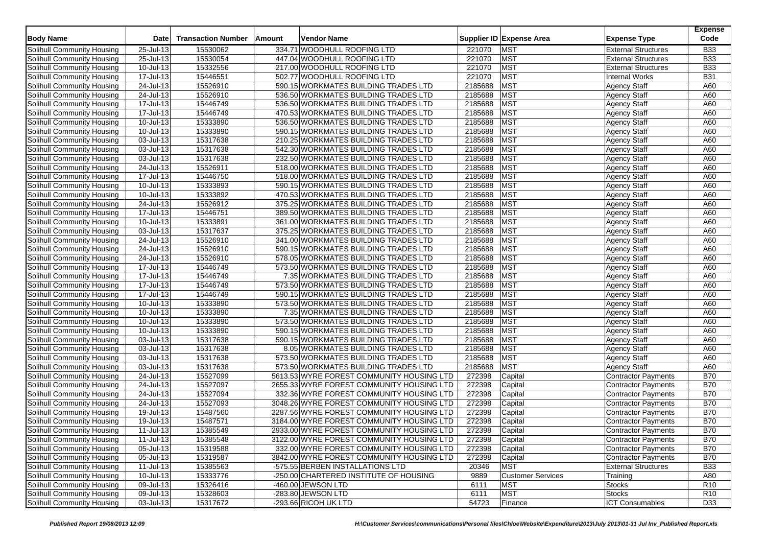| Body Name | Date | Transaction Number | Amount | Vendor Name | Supplier ID | Expense Area | Expense Type | Expense Code |
|---|---|---|---|---|---|---|---|---|
| Solihull Community Housing | 25-Jul-13 | 15530062 | 334.71 | WOODHULL ROOFING LTD | 221070 | MST | External Structures | B33 |
| Solihull Community Housing | 25-Jul-13 | 15530054 | 447.04 | WOODHULL ROOFING LTD | 221070 | MST | External Structures | B33 |
| Solihull Community Housing | 10-Jul-13 | 15332556 | 217.00 | WOODHULL ROOFING LTD | 221070 | MST | External Structures | B33 |
| Solihull Community Housing | 17-Jul-13 | 15446551 | 502.77 | WOODHULL ROOFING LTD | 221070 | MST | Internal Works | B31 |
| Solihull Community Housing | 24-Jul-13 | 15526910 | 590.15 | WORKMATES BUILDING TRADES LTD | 2185688 | MST | Agency Staff | A60 |
| Solihull Community Housing | 24-Jul-13 | 15526910 | 536.50 | WORKMATES BUILDING TRADES LTD | 2185688 | MST | Agency Staff | A60 |
| Solihull Community Housing | 17-Jul-13 | 15446749 | 536.50 | WORKMATES BUILDING TRADES LTD | 2185688 | MST | Agency Staff | A60 |
| Solihull Community Housing | 17-Jul-13 | 15446749 | 470.53 | WORKMATES BUILDING TRADES LTD | 2185688 | MST | Agency Staff | A60 |
| Solihull Community Housing | 10-Jul-13 | 15333890 | 536.50 | WORKMATES BUILDING TRADES LTD | 2185688 | MST | Agency Staff | A60 |
| Solihull Community Housing | 10-Jul-13 | 15333890 | 590.15 | WORKMATES BUILDING TRADES LTD | 2185688 | MST | Agency Staff | A60 |
| Solihull Community Housing | 03-Jul-13 | 15317638 | 210.25 | WORKMATES BUILDING TRADES LTD | 2185688 | MST | Agency Staff | A60 |
| Solihull Community Housing | 03-Jul-13 | 15317638 | 542.30 | WORKMATES BUILDING TRADES LTD | 2185688 | MST | Agency Staff | A60 |
| Solihull Community Housing | 03-Jul-13 | 15317638 | 232.50 | WORKMATES BUILDING TRADES LTD | 2185688 | MST | Agency Staff | A60 |
| Solihull Community Housing | 24-Jul-13 | 15526911 | 518.00 | WORKMATES BUILDING TRADES LTD | 2185688 | MST | Agency Staff | A60 |
| Solihull Community Housing | 17-Jul-13 | 15446750 | 518.00 | WORKMATES BUILDING TRADES LTD | 2185688 | MST | Agency Staff | A60 |
| Solihull Community Housing | 10-Jul-13 | 15333893 | 590.15 | WORKMATES BUILDING TRADES LTD | 2185688 | MST | Agency Staff | A60 |
| Solihull Community Housing | 10-Jul-13 | 15333892 | 470.53 | WORKMATES BUILDING TRADES LTD | 2185688 | MST | Agency Staff | A60 |
| Solihull Community Housing | 24-Jul-13 | 15526912 | 375.25 | WORKMATES BUILDING TRADES LTD | 2185688 | MST | Agency Staff | A60 |
| Solihull Community Housing | 17-Jul-13 | 15446751 | 389.50 | WORKMATES BUILDING TRADES LTD | 2185688 | MST | Agency Staff | A60 |
| Solihull Community Housing | 10-Jul-13 | 15333891 | 361.00 | WORKMATES BUILDING TRADES LTD | 2185688 | MST | Agency Staff | A60 |
| Solihull Community Housing | 03-Jul-13 | 15317637 | 375.25 | WORKMATES BUILDING TRADES LTD | 2185688 | MST | Agency Staff | A60 |
| Solihull Community Housing | 24-Jul-13 | 15526910 | 341.00 | WORKMATES BUILDING TRADES LTD | 2185688 | MST | Agency Staff | A60 |
| Solihull Community Housing | 24-Jul-13 | 15526910 | 590.15 | WORKMATES BUILDING TRADES LTD | 2185688 | MST | Agency Staff | A60 |
| Solihull Community Housing | 24-Jul-13 | 15526910 | 578.05 | WORKMATES BUILDING TRADES LTD | 2185688 | MST | Agency Staff | A60 |
| Solihull Community Housing | 17-Jul-13 | 15446749 | 573.50 | WORKMATES BUILDING TRADES LTD | 2185688 | MST | Agency Staff | A60 |
| Solihull Community Housing | 17-Jul-13 | 15446749 | 7.35 | WORKMATES BUILDING TRADES LTD | 2185688 | MST | Agency Staff | A60 |
| Solihull Community Housing | 17-Jul-13 | 15446749 | 573.50 | WORKMATES BUILDING TRADES LTD | 2185688 | MST | Agency Staff | A60 |
| Solihull Community Housing | 17-Jul-13 | 15446749 | 590.15 | WORKMATES BUILDING TRADES LTD | 2185688 | MST | Agency Staff | A60 |
| Solihull Community Housing | 10-Jul-13 | 15333890 | 573.50 | WORKMATES BUILDING TRADES LTD | 2185688 | MST | Agency Staff | A60 |
| Solihull Community Housing | 10-Jul-13 | 15333890 | 7.35 | WORKMATES BUILDING TRADES LTD | 2185688 | MST | Agency Staff | A60 |
| Solihull Community Housing | 10-Jul-13 | 15333890 | 573.50 | WORKMATES BUILDING TRADES LTD | 2185688 | MST | Agency Staff | A60 |
| Solihull Community Housing | 10-Jul-13 | 15333890 | 590.15 | WORKMATES BUILDING TRADES LTD | 2185688 | MST | Agency Staff | A60 |
| Solihull Community Housing | 03-Jul-13 | 15317638 | 590.15 | WORKMATES BUILDING TRADES LTD | 2185688 | MST | Agency Staff | A60 |
| Solihull Community Housing | 03-Jul-13 | 15317638 | 8.05 | WORKMATES BUILDING TRADES LTD | 2185688 | MST | Agency Staff | A60 |
| Solihull Community Housing | 03-Jul-13 | 15317638 | 573.50 | WORKMATES BUILDING TRADES LTD | 2185688 | MST | Agency Staff | A60 |
| Solihull Community Housing | 03-Jul-13 | 15317638 | 573.50 | WORKMATES BUILDING TRADES LTD | 2185688 | MST | Agency Staff | A60 |
| Solihull Community Housing | 24-Jul-13 | 15527099 | 5613.53 | WYRE FOREST COMMUNITY HOUSING LTD | 272398 | Capital | Contractor Payments | B70 |
| Solihull Community Housing | 24-Jul-13 | 15527097 | 2655.33 | WYRE FOREST COMMUNITY HOUSING LTD | 272398 | Capital | Contractor Payments | B70 |
| Solihull Community Housing | 24-Jul-13 | 15527094 | 332.36 | WYRE FOREST COMMUNITY HOUSING LTD | 272398 | Capital | Contractor Payments | B70 |
| Solihull Community Housing | 24-Jul-13 | 15527093 | 3048.26 | WYRE FOREST COMMUNITY HOUSING LTD | 272398 | Capital | Contractor Payments | B70 |
| Solihull Community Housing | 19-Jul-13 | 15487560 | 2287.56 | WYRE FOREST COMMUNITY HOUSING LTD | 272398 | Capital | Contractor Payments | B70 |
| Solihull Community Housing | 19-Jul-13 | 15487571 | 3184.00 | WYRE FOREST COMMUNITY HOUSING LTD | 272398 | Capital | Contractor Payments | B70 |
| Solihull Community Housing | 11-Jul-13 | 15385549 | 2933.00 | WYRE FOREST COMMUNITY HOUSING LTD | 272398 | Capital | Contractor Payments | B70 |
| Solihull Community Housing | 11-Jul-13 | 15385548 | 3122.00 | WYRE FOREST COMMUNITY HOUSING LTD | 272398 | Capital | Contractor Payments | B70 |
| Solihull Community Housing | 05-Jul-13 | 15319588 | 332.00 | WYRE FOREST COMMUNITY HOUSING LTD | 272398 | Capital | Contractor Payments | B70 |
| Solihull Community Housing | 05-Jul-13 | 15319587 | 3842.00 | WYRE FOREST COMMUNITY HOUSING LTD | 272398 | Capital | Contractor Payments | B70 |
| Solihull Community Housing | 11-Jul-13 | 15385563 | -575.55 | BERBEN INSTALLATIONS LTD | 20346 | MST | External Structures | B33 |
| Solihull Community Housing | 10-Jul-13 | 15333776 | -250.00 | CHARTERED INSTITUTE OF HOUSING | 9889 | Customer Services | Training | A80 |
| Solihull Community Housing | 09-Jul-13 | 15326416 | -460.00 | JEWSON LTD | 6111 | MST | Stocks | R10 |
| Solihull Community Housing | 09-Jul-13 | 15328603 | -283.80 | JEWSON LTD | 6111 | MST | Stocks | R10 |
| Solihull Community Housing | 03-Jul-13 | 15317672 | -293.66 | RICOH UK LTD | 54723 | Finance | ICT Consumables | D33 |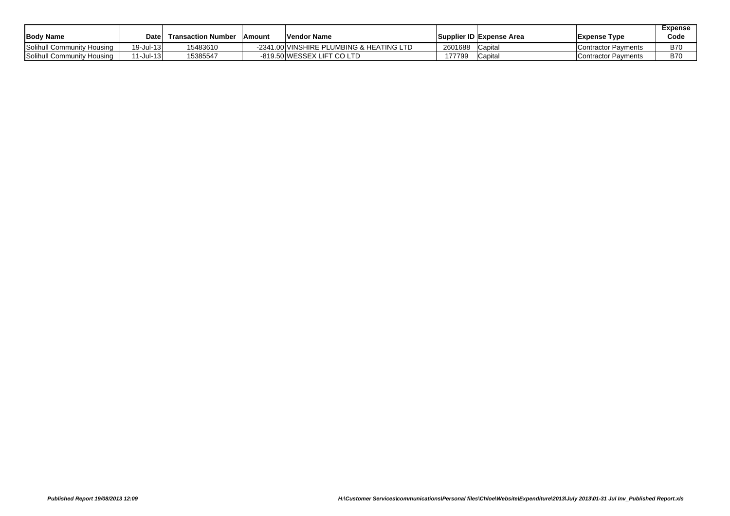| Body Name | Date | Transaction Number | Amount | Vendor Name | Supplier ID | Expense Area | Expense Type | Expense Code |
| --- | --- | --- | --- | --- | --- | --- | --- | --- |
| Solihull Community Housing | 19-Jul-13 | 15483610 | -2341.00 | VINSHIRE PLUMBING & HEATING LTD | 2601688 | Capital | Contractor Payments | B70 |
| Solihull Community Housing | 11-Jul-13 | 15385547 | -819.50 | WESSEX LIFT CO LTD | 177799 | Capital | Contractor Payments | B70 |